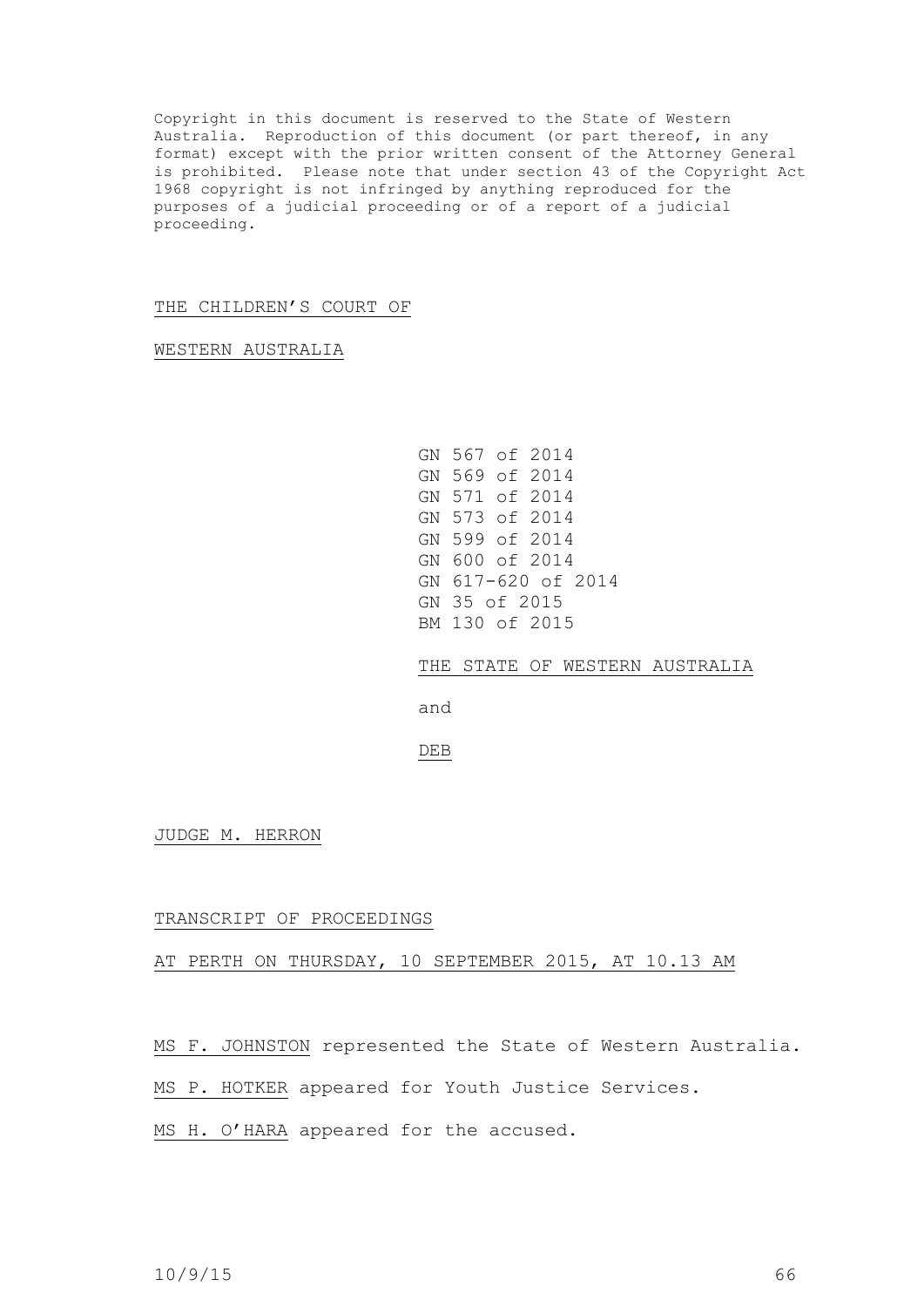Copyright in this document is reserved to the State of Western Australia. Reproduction of this document (or part thereof, in any format) except with the prior written consent of the Attorney General is prohibited. Please note that under section 43 of the Copyright Act 1968 copyright is not infringed by anything reproduced for the purposes of a judicial proceeding or of a report of a judicial proceeding.

THE CHILDREN'S COURT OF

WESTERN AUSTRALIA

GN 567 of 2014
GN 569 of 2014
GN 571 of 2014
GN 573 of 2014
GN 599 of 2014
GN 600 of 2014
GN 617-620 of 2014
GN 35 of 2015
BM 130 of 2015

THE STATE OF WESTERN AUSTRALIA

and

DEB

JUDGE M. HERRON

TRANSCRIPT OF PROCEEDINGS

AT PERTH ON THURSDAY, 10 SEPTEMBER 2015, AT 10.13 AM

MS F. JOHNSTON represented the State of Western Australia.

MS P. HOTKER appeared for Youth Justice Services.

MS H. O'HARA appeared for the accused.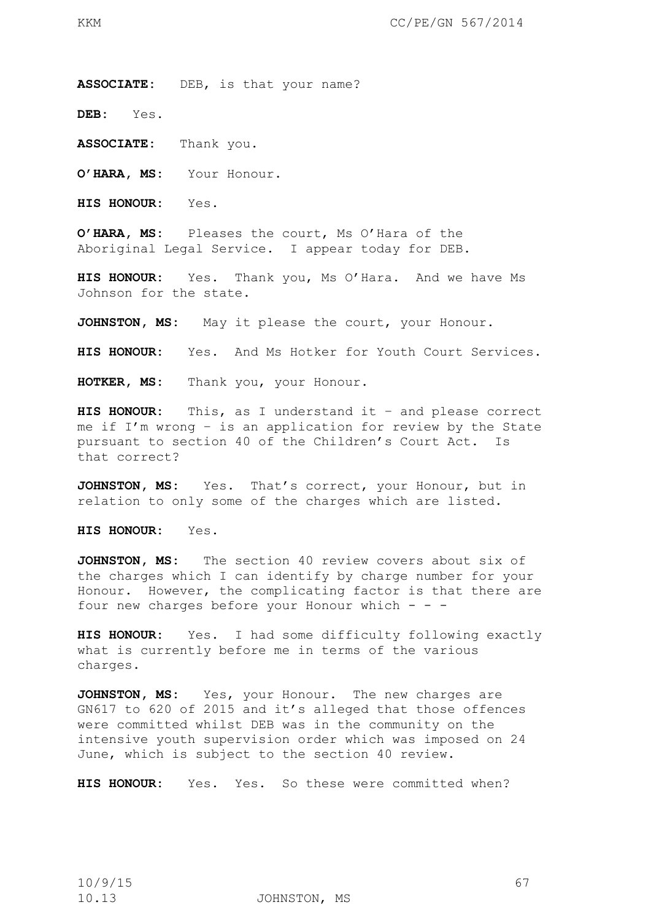**ASSOCIATE:** DEB, is that your name?

**DEB:** Yes.

**ASSOCIATE:** Thank you.

**O'HARA, MS:** Your Honour.

**HIS HONOUR:** Yes.

**O'HARA, MS:** Pleases the court, Ms O'Hara of the Aboriginal Legal Service. I appear today for DEB.

**HIS HONOUR:** Yes. Thank you, Ms O'Hara. And we have Ms Johnson for the state.

**JOHNSTON, MS:** May it please the court, your Honour.

**HIS HONOUR:** Yes. And Ms Hotker for Youth Court Services.

**HOTKER, MS:** Thank you, your Honour.

**HIS HONOUR:** This, as I understand it – and please correct me if I'm wrong – is an application for review by the State pursuant to section 40 of the Children's Court Act. Is that correct?

**JOHNSTON, MS:** Yes. That's correct, your Honour, but in relation to only some of the charges which are listed.

**HIS HONOUR:** Yes.

**JOHNSTON, MS:** The section 40 review covers about six of the charges which I can identify by charge number for your Honour. However, the complicating factor is that there are four new charges before your Honour which - - -

**HIS HONOUR:** Yes. I had some difficulty following exactly what is currently before me in terms of the various charges.

**JOHNSTON, MS:** Yes, your Honour. The new charges are GN617 to 620 of 2015 and it's alleged that those offences were committed whilst DEB was in the community on the intensive youth supervision order which was imposed on 24 June, which is subject to the section 40 review.

**HIS HONOUR:** Yes. Yes. So these were committed when?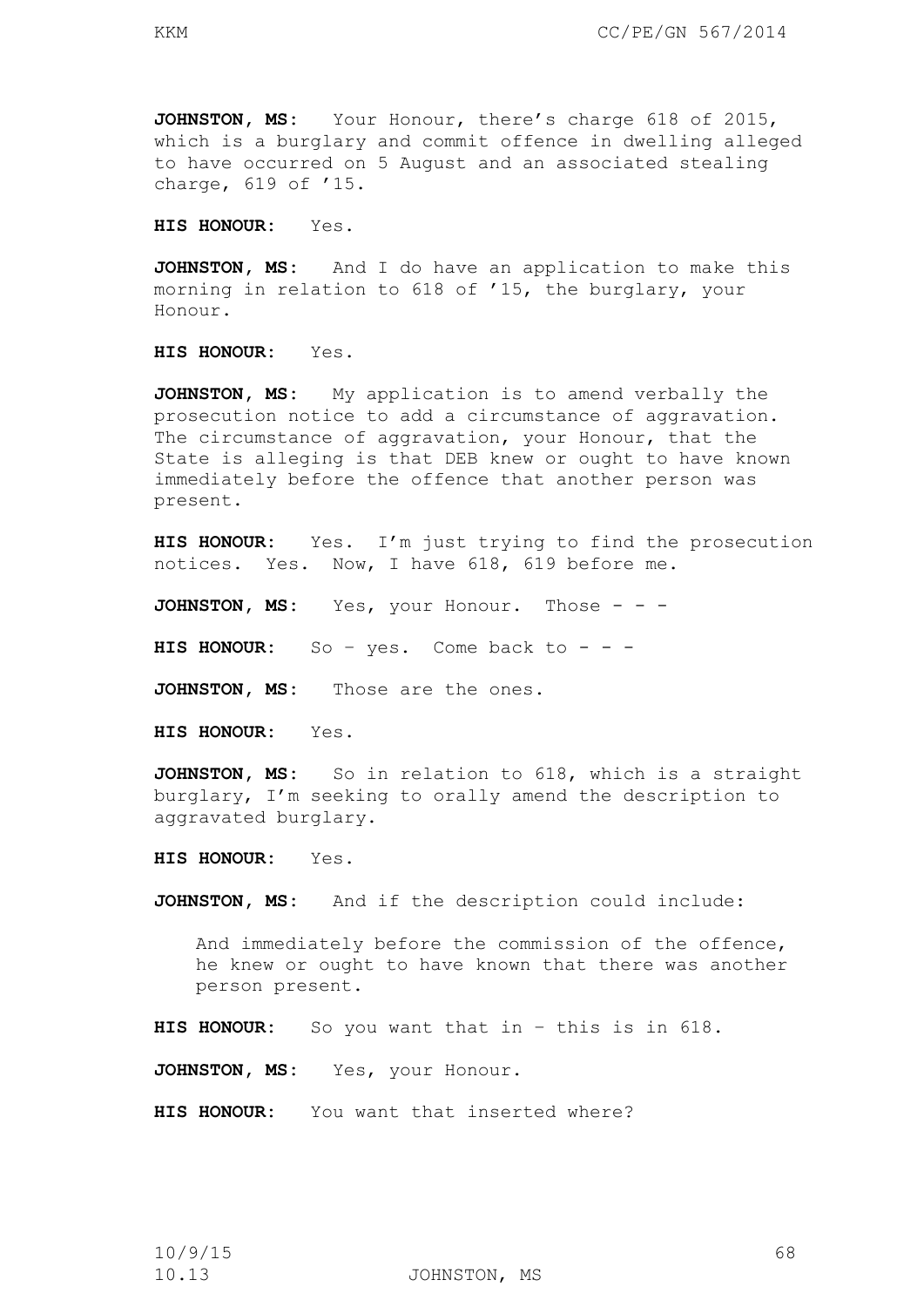**JOHNSTON, MS:** Your Honour, there's charge 618 of 2015, which is a burglary and commit offence in dwelling alleged to have occurred on 5 August and an associated stealing charge, 619 of '15.

**HIS HONOUR:** Yes.

**JOHNSTON, MS:** And I do have an application to make this morning in relation to 618 of '15, the burglary, your Honour.

**HIS HONOUR:** Yes.

**JOHNSTON, MS:** My application is to amend verbally the prosecution notice to add a circumstance of aggravation. The circumstance of aggravation, your Honour, that the State is alleging is that DEB knew or ought to have known immediately before the offence that another person was present.

**HIS HONOUR:** Yes. I'm just trying to find the prosecution notices. Yes. Now, I have 618, 619 before me.

**JOHNSTON, MS:** Yes, your Honour. Those - - -

**HIS HONOUR:** So – yes. Come back to - - -

**JOHNSTON, MS:** Those are the ones.

**HIS HONOUR:** Yes.

**JOHNSTON, MS:** So in relation to 618, which is a straight burglary, I'm seeking to orally amend the description to aggravated burglary.

**HIS HONOUR:** Yes.

**JOHNSTON, MS:** And if the description could include:

> And immediately before the commission of the offence, he knew or ought to have known that there was another person present.

**HIS HONOUR:** So you want that in – this is in 618.

**JOHNSTON, MS:** Yes, your Honour.

**HIS HONOUR:** You want that inserted where?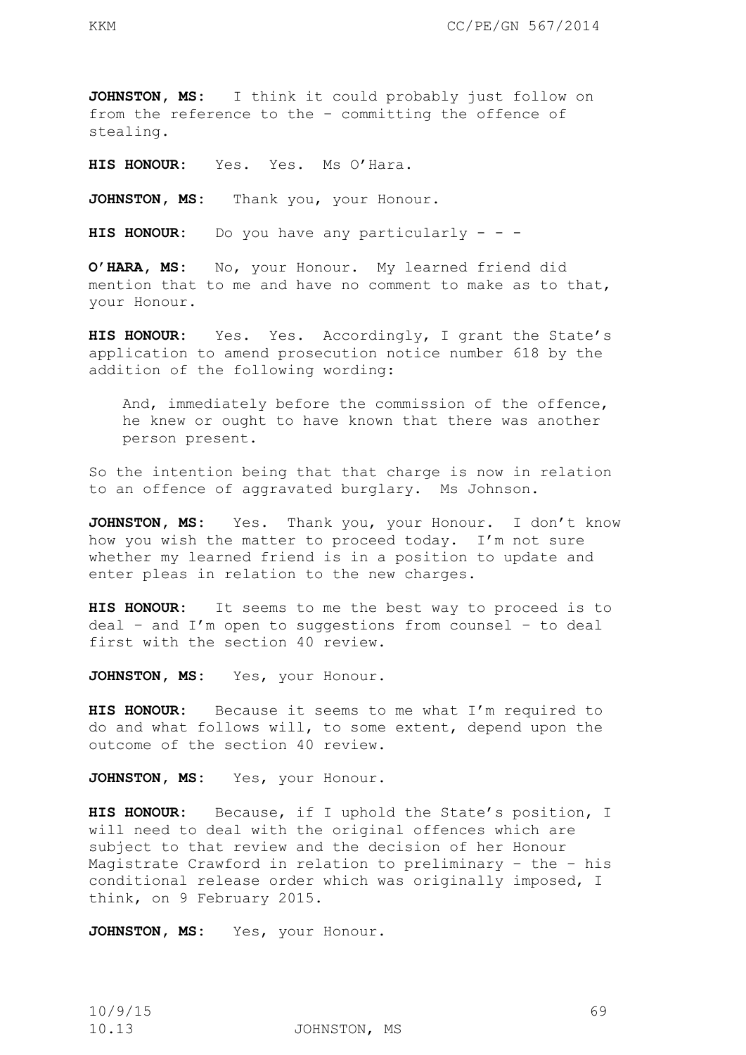**JOHNSTON, MS**: I think it could probably just follow on from the reference to the – committing the offence of stealing.

**HIS HONOUR**: Yes. Yes. Ms O'Hara.

**JOHNSTON, MS**: Thank you, your Honour.

**HIS HONOUR**: Do you have any particularly - - -

**O'HARA, MS**: No, your Honour. My learned friend did mention that to me and have no comment to make as to that, your Honour.

**HIS HONOUR**: Yes. Yes. Accordingly, I grant the State's application to amend prosecution notice number 618 by the addition of the following wording:

> And, immediately before the commission of the offence, he knew or ought to have known that there was another person present.

So the intention being that that charge is now in relation to an offence of aggravated burglary. Ms Johnson.

**JOHNSTON, MS**: Yes. Thank you, your Honour. I don't know how you wish the matter to proceed today. I'm not sure whether my learned friend is in a position to update and enter pleas in relation to the new charges.

**HIS HONOUR**: It seems to me the best way to proceed is to deal – and I'm open to suggestions from counsel – to deal first with the section 40 review.

**JOHNSTON, MS**: Yes, your Honour.

**HIS HONOUR**: Because it seems to me what I'm required to do and what follows will, to some extent, depend upon the outcome of the section 40 review.

**JOHNSTON, MS**: Yes, your Honour.

**HIS HONOUR**: Because, if I uphold the State's position, I will need to deal with the original offences which are subject to that review and the decision of her Honour Magistrate Crawford in relation to preliminary – the – his conditional release order which was originally imposed, I think, on 9 February 2015.

**JOHNSTON, MS**: Yes, your Honour.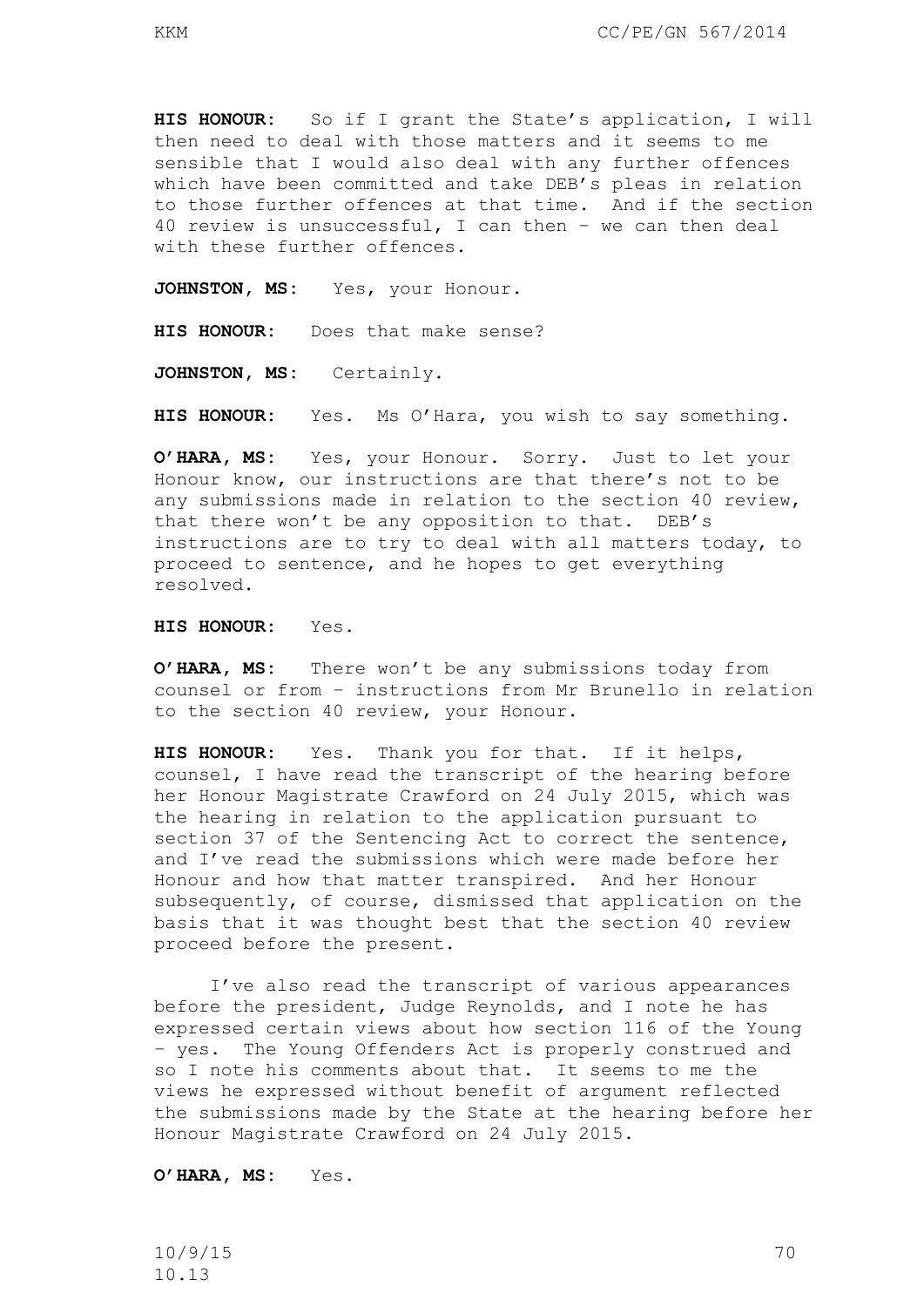**HIS HONOUR:** So if I grant the State's application, I will then need to deal with those matters and it seems to me sensible that I would also deal with any further offences which have been committed and take DEB's pleas in relation to those further offences at that time. And if the section 40 review is unsuccessful, I can then – we can then deal with these further offences.

**JOHNSTON, MS:** Yes, your Honour.

**HIS HONOUR:** Does that make sense?

**JOHNSTON, MS:** Certainly.

**HIS HONOUR:** Yes. Ms O'Hara, you wish to say something.

**O'HARA, MS:** Yes, your Honour. Sorry. Just to let your Honour know, our instructions are that there's not to be any submissions made in relation to the section 40 review, that there won't be any opposition to that. DEB's instructions are to try to deal with all matters today, to proceed to sentence, and he hopes to get everything resolved.

**HIS HONOUR:** Yes.

**O'HARA, MS:** There won't be any submissions today from counsel or from – instructions from Mr Brunello in relation to the section 40 review, your Honour.

**HIS HONOUR:** Yes. Thank you for that. If it helps, counsel, I have read the transcript of the hearing before her Honour Magistrate Crawford on 24 July 2015, which was the hearing in relation to the application pursuant to section 37 of the Sentencing Act to correct the sentence, and I've read the submissions which were made before her Honour and how that matter transpired. And her Honour subsequently, of course, dismissed that application on the basis that it was thought best that the section 40 review proceed before the present.

I've also read the transcript of various appearances before the president, Judge Reynolds, and I note he has expressed certain views about how section 116 of the Young – yes. The Young Offenders Act is properly construed and so I note his comments about that. It seems to me the views he expressed without benefit of argument reflected the submissions made by the State at the hearing before her Honour Magistrate Crawford on 24 July 2015.

**O'HARA, MS:** Yes.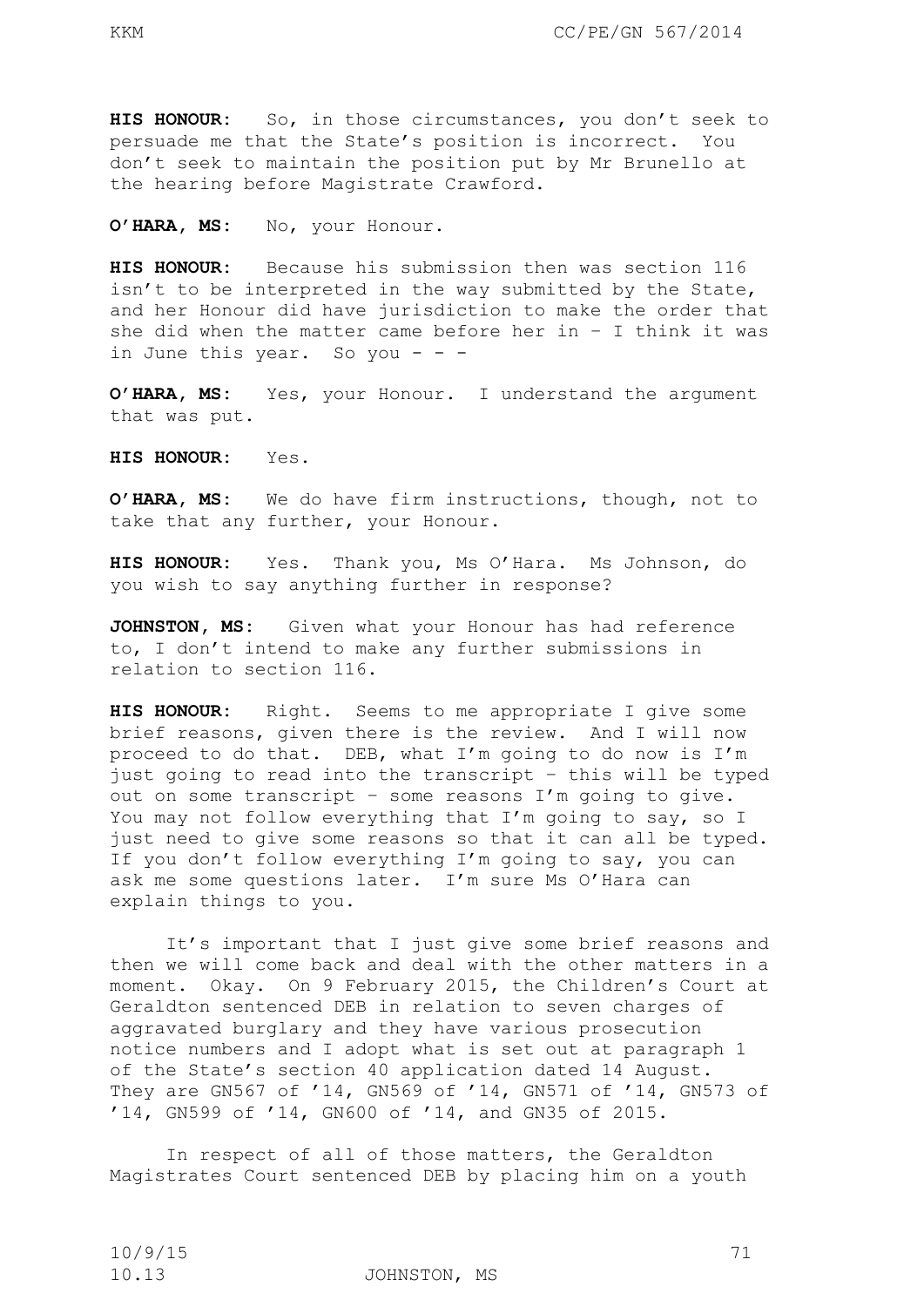**HIS HONOUR:** So, in those circumstances, you don't seek to persuade me that the State's position is incorrect. You don't seek to maintain the position put by Mr Brunello at the hearing before Magistrate Crawford.

**O'HARA, MS:** No, your Honour.

**HIS HONOUR:** Because his submission then was section 116 isn't to be interpreted in the way submitted by the State, and her Honour did have jurisdiction to make the order that she did when the matter came before her in – I think it was in June this year. So you - - -

**O'HARA, MS:** Yes, your Honour. I understand the argument that was put.

**HIS HONOUR:** Yes.

**O'HARA, MS:** We do have firm instructions, though, not to take that any further, your Honour.

**HIS HONOUR:** Yes. Thank you, Ms O'Hara. Ms Johnson, do you wish to say anything further in response?

**JOHNSTON, MS:** Given what your Honour has had reference to, I don't intend to make any further submissions in relation to section 116.

**HIS HONOUR:** Right. Seems to me appropriate I give some brief reasons, given there is the review. And I will now proceed to do that. DEB, what I'm going to do now is I'm just going to read into the transcript – this will be typed out on some transcript – some reasons I'm going to give. You may not follow everything that I'm going to say, so I just need to give some reasons so that it can all be typed. If you don't follow everything I'm going to say, you can ask me some questions later. I'm sure Ms O'Hara can explain things to you.

It's important that I just give some brief reasons and then we will come back and deal with the other matters in a moment. Okay. On 9 February 2015, the Children's Court at Geraldton sentenced DEB in relation to seven charges of aggravated burglary and they have various prosecution notice numbers and I adopt what is set out at paragraph 1 of the State's section 40 application dated 14 August. They are GN567 of '14, GN569 of '14, GN571 of '14, GN573 of '14, GN599 of '14, GN600 of '14, and GN35 of 2015.

In respect of all of those matters, the Geraldton Magistrates Court sentenced DEB by placing him on a youth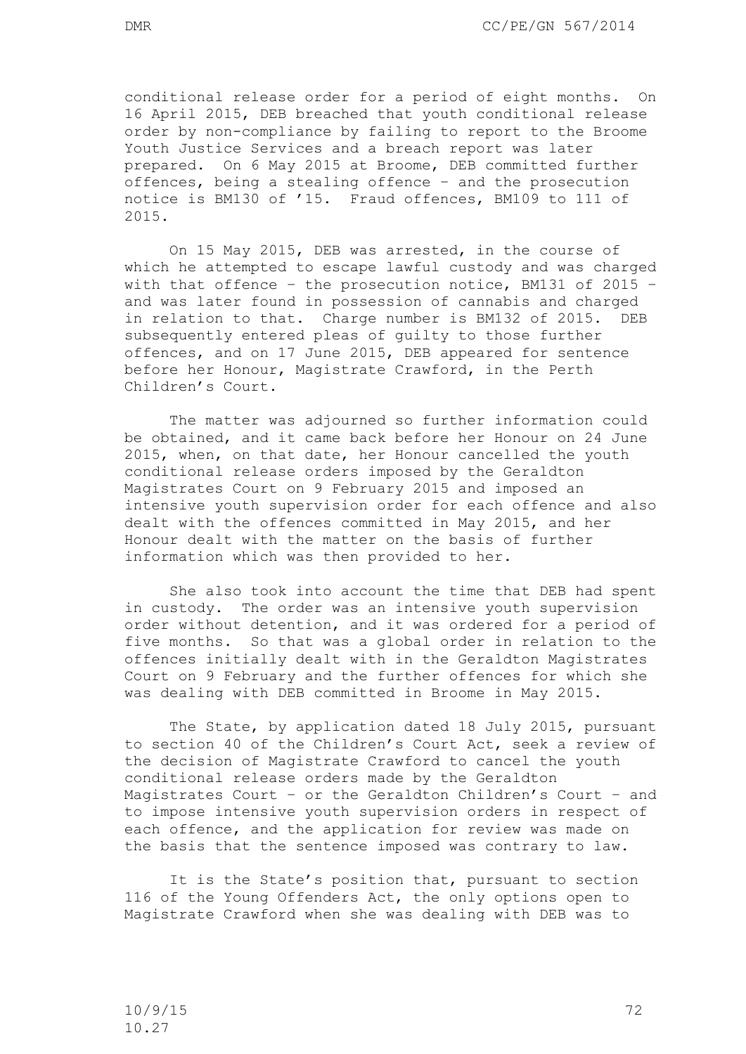conditional release order for a period of eight months. On 16 April 2015, DEB breached that youth conditional release order by non-compliance by failing to report to the Broome Youth Justice Services and a breach report was later prepared. On 6 May 2015 at Broome, DEB committed further offences, being a stealing offence – and the prosecution notice is BM130 of '15. Fraud offences, BM109 to 111 of 2015.

On 15 May 2015, DEB was arrested, in the course of which he attempted to escape lawful custody and was charged with that offence – the prosecution notice, BM131 of 2015 – and was later found in possession of cannabis and charged in relation to that. Charge number is BM132 of 2015. DEB subsequently entered pleas of guilty to those further offences, and on 17 June 2015, DEB appeared for sentence before her Honour, Magistrate Crawford, in the Perth Children's Court.

The matter was adjourned so further information could be obtained, and it came back before her Honour on 24 June 2015, when, on that date, her Honour cancelled the youth conditional release orders imposed by the Geraldton Magistrates Court on 9 February 2015 and imposed an intensive youth supervision order for each offence and also dealt with the offences committed in May 2015, and her Honour dealt with the matter on the basis of further information which was then provided to her.

She also took into account the time that DEB had spent in custody. The order was an intensive youth supervision order without detention, and it was ordered for a period of five months. So that was a global order in relation to the offences initially dealt with in the Geraldton Magistrates Court on 9 February and the further offences for which she was dealing with DEB committed in Broome in May 2015.

The State, by application dated 18 July 2015, pursuant to section 40 of the Children's Court Act, seek a review of the decision of Magistrate Crawford to cancel the youth conditional release orders made by the Geraldton Magistrates Court – or the Geraldton Children's Court – and to impose intensive youth supervision orders in respect of each offence, and the application for review was made on the basis that the sentence imposed was contrary to law.

It is the State's position that, pursuant to section 116 of the Young Offenders Act, the only options open to Magistrate Crawford when she was dealing with DEB was to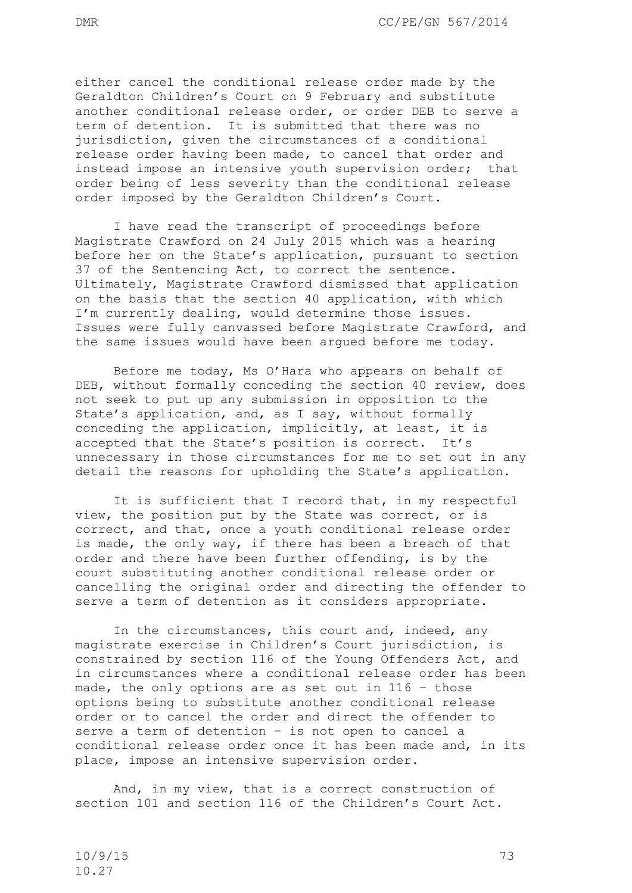either cancel the conditional release order made by the Geraldton Children's Court on 9 February and substitute another conditional release order, or order DEB to serve a term of detention. It is submitted that there was no jurisdiction, given the circumstances of a conditional release order having been made, to cancel that order and instead impose an intensive youth supervision order; that order being of less severity than the conditional release order imposed by the Geraldton Children's Court.

I have read the transcript of proceedings before Magistrate Crawford on 24 July 2015 which was a hearing before her on the State's application, pursuant to section 37 of the Sentencing Act, to correct the sentence. Ultimately, Magistrate Crawford dismissed that application on the basis that the section 40 application, with which I'm currently dealing, would determine those issues. Issues were fully canvassed before Magistrate Crawford, and the same issues would have been argued before me today.

Before me today, Ms O'Hara who appears on behalf of DEB, without formally conceding the section 40 review, does not seek to put up any submission in opposition to the State's application, and, as I say, without formally conceding the application, implicitly, at least, it is accepted that the State's position is correct. It's unnecessary in those circumstances for me to set out in any detail the reasons for upholding the State's application.

It is sufficient that I record that, in my respectful view, the position put by the State was correct, or is correct, and that, once a youth conditional release order is made, the only way, if there has been a breach of that order and there have been further offending, is by the court substituting another conditional release order or cancelling the original order and directing the offender to serve a term of detention as it considers appropriate.

In the circumstances, this court and, indeed, any magistrate exercise in Children's Court jurisdiction, is constrained by section 116 of the Young Offenders Act, and in circumstances where a conditional release order has been made, the only options are as set out in 116 – those options being to substitute another conditional release order or to cancel the order and direct the offender to serve a term of detention – is not open to cancel a conditional release order once it has been made and, in its place, impose an intensive supervision order.

And, in my view, that is a correct construction of section 101 and section 116 of the Children's Court Act.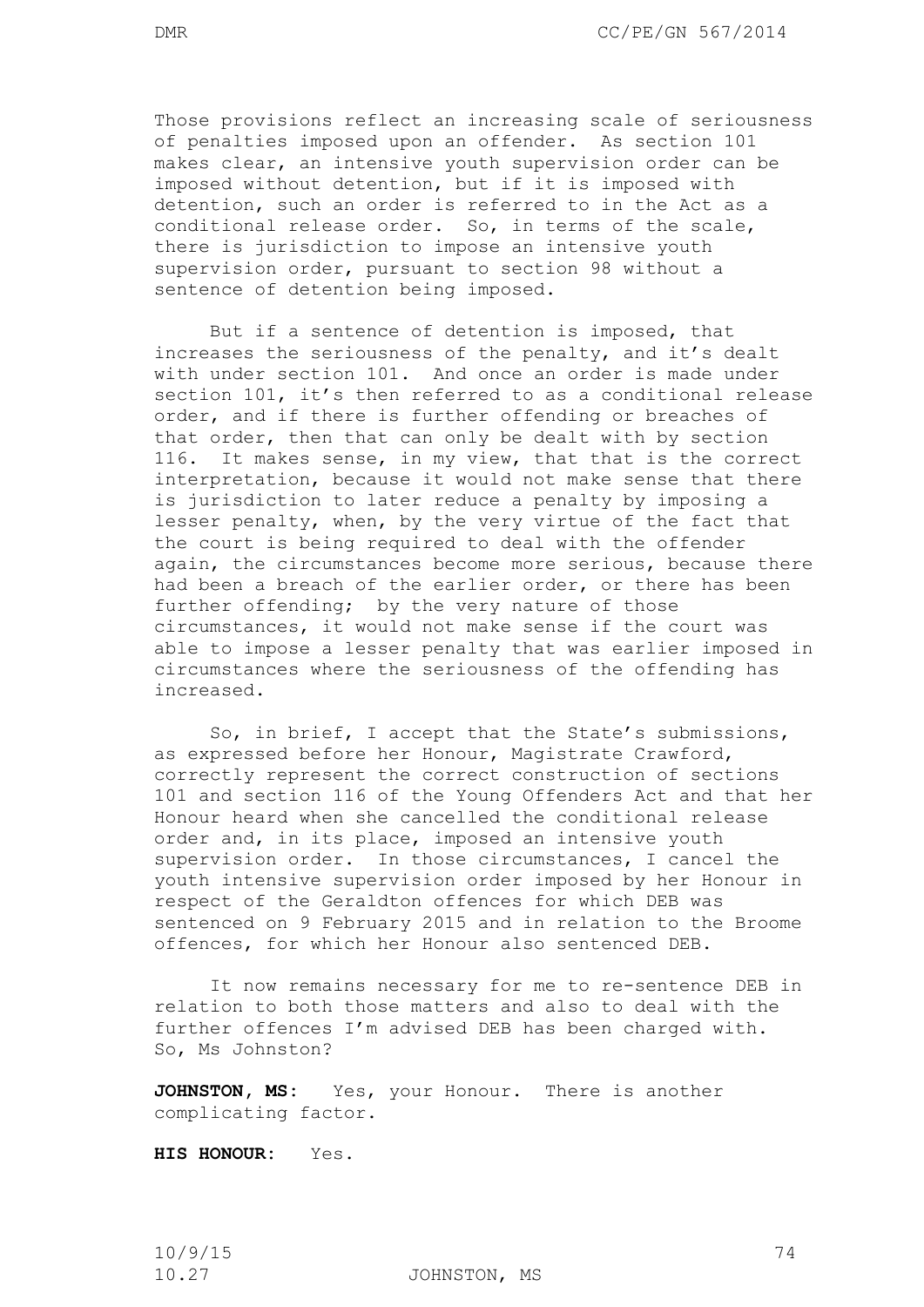Those provisions reflect an increasing scale of seriousness of penalties imposed upon an offender. As section 101 makes clear, an intensive youth supervision order can be imposed without detention, but if it is imposed with detention, such an order is referred to in the Act as a conditional release order. So, in terms of the scale, there is jurisdiction to impose an intensive youth supervision order, pursuant to section 98 without a sentence of detention being imposed.

But if a sentence of detention is imposed, that increases the seriousness of the penalty, and it's dealt with under section 101. And once an order is made under section 101, it's then referred to as a conditional release order, and if there is further offending or breaches of that order, then that can only be dealt with by section 116. It makes sense, in my view, that that is the correct interpretation, because it would not make sense that there is jurisdiction to later reduce a penalty by imposing a lesser penalty, when, by the very virtue of the fact that the court is being required to deal with the offender again, the circumstances become more serious, because there had been a breach of the earlier order, or there has been further offending; by the very nature of those circumstances, it would not make sense if the court was able to impose a lesser penalty that was earlier imposed in circumstances where the seriousness of the offending has increased.

So, in brief, I accept that the State's submissions, as expressed before her Honour, Magistrate Crawford, correctly represent the correct construction of sections 101 and section 116 of the Young Offenders Act and that her Honour heard when she cancelled the conditional release order and, in its place, imposed an intensive youth supervision order. In those circumstances, I cancel the youth intensive supervision order imposed by her Honour in respect of the Geraldton offences for which DEB was sentenced on 9 February 2015 and in relation to the Broome offences, for which her Honour also sentenced DEB.

It now remains necessary for me to re-sentence DEB in relation to both those matters and also to deal with the further offences I'm advised DEB has been charged with. So, Ms Johnston?

**JOHNSTON, MS:** Yes, your Honour. There is another complicating factor.

**HIS HONOUR:** Yes.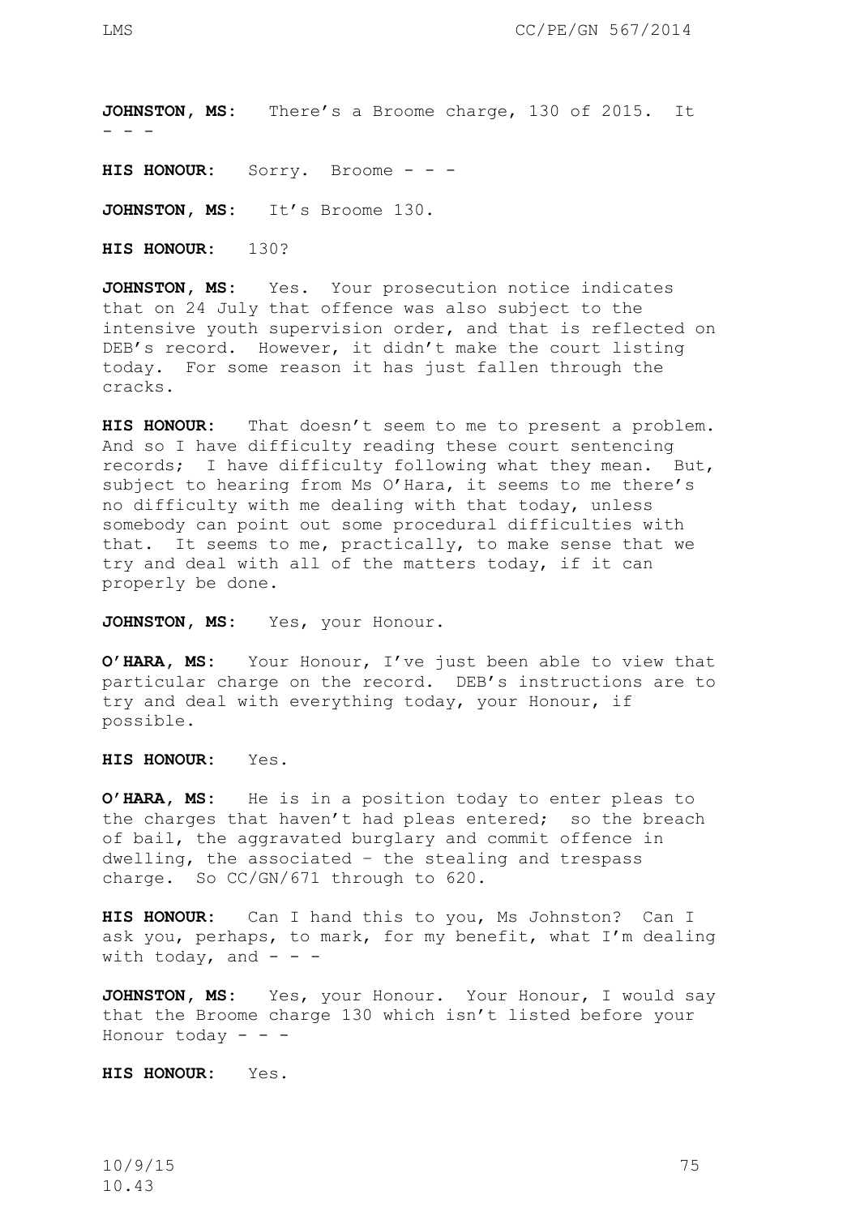**JOHNSTON, MS**: There's a Broome charge, 130 of 2015. It - - -

**HIS HONOUR**: Sorry. Broome - - -

**JOHNSTON, MS**: It's Broome 130.

**HIS HONOUR**: 130?

**JOHNSTON, MS**: Yes. Your prosecution notice indicates that on 24 July that offence was also subject to the intensive youth supervision order, and that is reflected on DEB's record. However, it didn't make the court listing today. For some reason it has just fallen through the cracks.

**HIS HONOUR**: That doesn't seem to me to present a problem. And so I have difficulty reading these court sentencing records; I have difficulty following what they mean. But, subject to hearing from Ms O'Hara, it seems to me there's no difficulty with me dealing with that today, unless somebody can point out some procedural difficulties with that. It seems to me, practically, to make sense that we try and deal with all of the matters today, if it can properly be done.

**JOHNSTON, MS**: Yes, your Honour.

**O'HARA, MS**: Your Honour, I've just been able to view that particular charge on the record. DEB's instructions are to try and deal with everything today, your Honour, if possible.

**HIS HONOUR**: Yes.

**O'HARA, MS**: He is in a position today to enter pleas to the charges that haven't had pleas entered; so the breach of bail, the aggravated burglary and commit offence in dwelling, the associated – the stealing and trespass charge. So CC/GN/671 through to 620.

**HIS HONOUR**: Can I hand this to you, Ms Johnston? Can I ask you, perhaps, to mark, for my benefit, what I'm dealing with today, and - - -

**JOHNSTON, MS**: Yes, your Honour. Your Honour, I would say that the Broome charge 130 which isn't listed before your Honour today - - -

**HIS HONOUR**: Yes.

10/9/15
10.43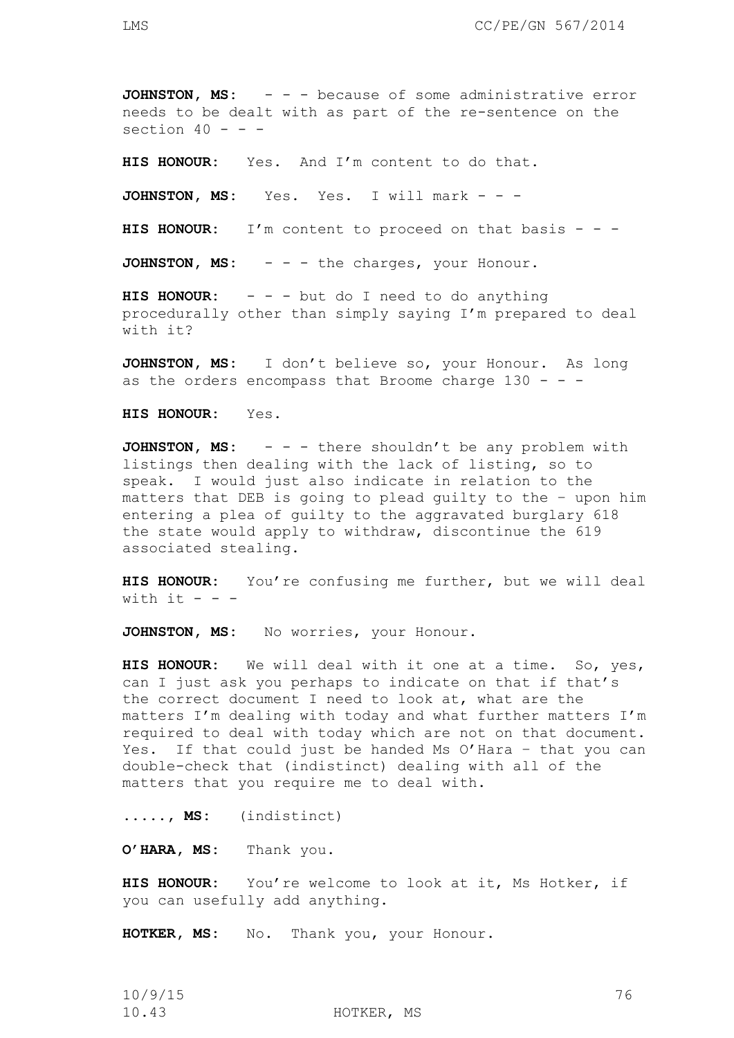**JOHNSTON, MS:** - - - because of some administrative error needs to be dealt with as part of the re-sentence on the section 40 - - -

**HIS HONOUR:** Yes. And I'm content to do that.

**JOHNSTON, MS:** Yes. Yes. I will mark - - -

**HIS HONOUR:** I'm content to proceed on that basis - - -

**JOHNSTON, MS:** - - - the charges, your Honour.

**HIS HONOUR:** - - - but do I need to do anything procedurally other than simply saying I'm prepared to deal with it?

**JOHNSTON, MS:** I don't believe so, your Honour. As long as the orders encompass that Broome charge 130 - - -

**HIS HONOUR:** Yes.

**JOHNSTON, MS:** - - - there shouldn't be any problem with listings then dealing with the lack of listing, so to speak. I would just also indicate in relation to the matters that DEB is going to plead guilty to the – upon him entering a plea of guilty to the aggravated burglary 618 the state would apply to withdraw, discontinue the 619 associated stealing.

**HIS HONOUR:** You're confusing me further, but we will deal with it - - -

**JOHNSTON, MS:** No worries, your Honour.

**HIS HONOUR:** We will deal with it one at a time. So, yes, can I just ask you perhaps to indicate on that if that's the correct document I need to look at, what are the matters I'm dealing with today and what further matters I'm required to deal with today which are not on that document. Yes. If that could just be handed Ms O'Hara – that you can double-check that (indistinct) dealing with all of the matters that you require me to deal with.

**....., MS:** (indistinct)

**O'HARA, MS:** Thank you.

**HIS HONOUR:** You're welcome to look at it, Ms Hotker, if you can usefully add anything.

**HOTKER, MS:** No. Thank you, your Honour.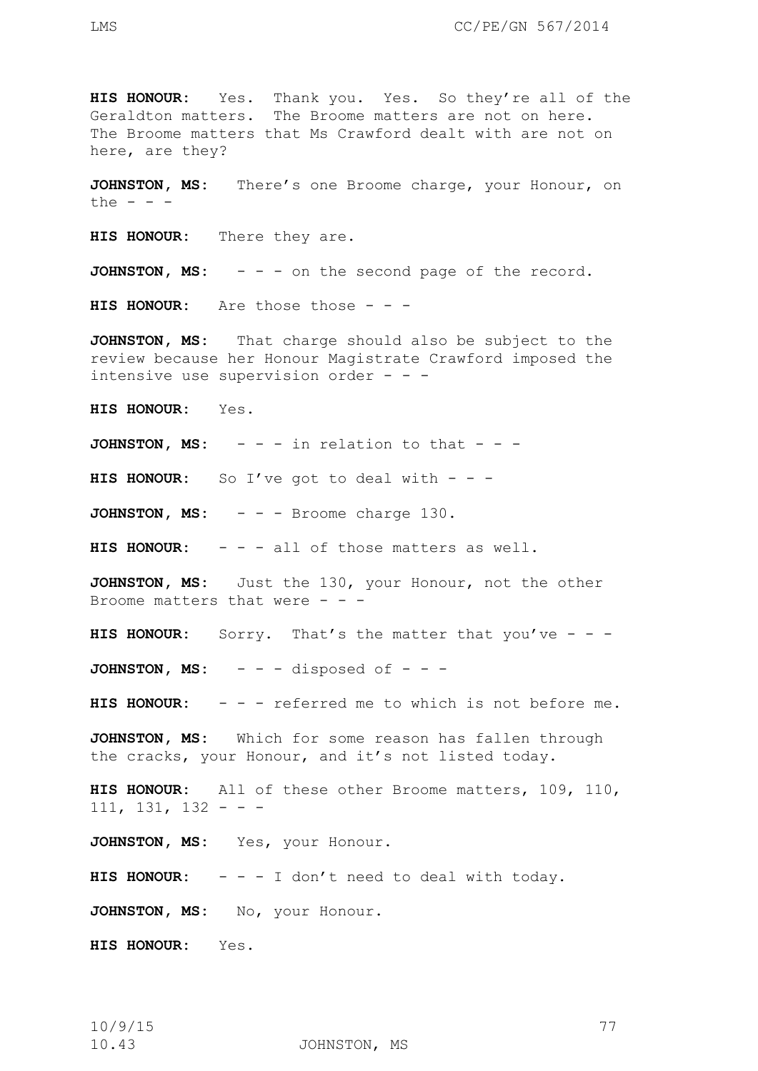**HIS HONOUR:** Yes. Thank you. Yes. So they're all of the Geraldton matters. The Broome matters are not on here. The Broome matters that Ms Crawford dealt with are not on here, are they?

**JOHNSTON, MS:** There's one Broome charge, your Honour, on the - - -

**HIS HONOUR:** There they are.

**JOHNSTON, MS:** - - - on the second page of the record.

**HIS HONOUR:** Are those those - - -

**JOHNSTON, MS:** That charge should also be subject to the review because her Honour Magistrate Crawford imposed the intensive use supervision order - - -

**HIS HONOUR:** Yes.

**JOHNSTON, MS:** - - - in relation to that - - -

**HIS HONOUR:** So I've got to deal with - - -

**JOHNSTON, MS:** - - - Broome charge 130.

**HIS HONOUR:** - - - all of those matters as well.

**JOHNSTON, MS:** Just the 130, your Honour, not the other Broome matters that were - - -

**HIS HONOUR:** Sorry. That's the matter that you've - - -

**JOHNSTON, MS:** - - - disposed of - - -

**HIS HONOUR:** - - - referred me to which is not before me.

**JOHNSTON, MS:** Which for some reason has fallen through the cracks, your Honour, and it's not listed today.

**HIS HONOUR:** All of these other Broome matters, 109, 110, 111, 131, 132 - - -

**JOHNSTON, MS:** Yes, your Honour.

**HIS HONOUR:** - - - I don't need to deal with today.

**JOHNSTON, MS:** No, your Honour.

**HIS HONOUR:** Yes.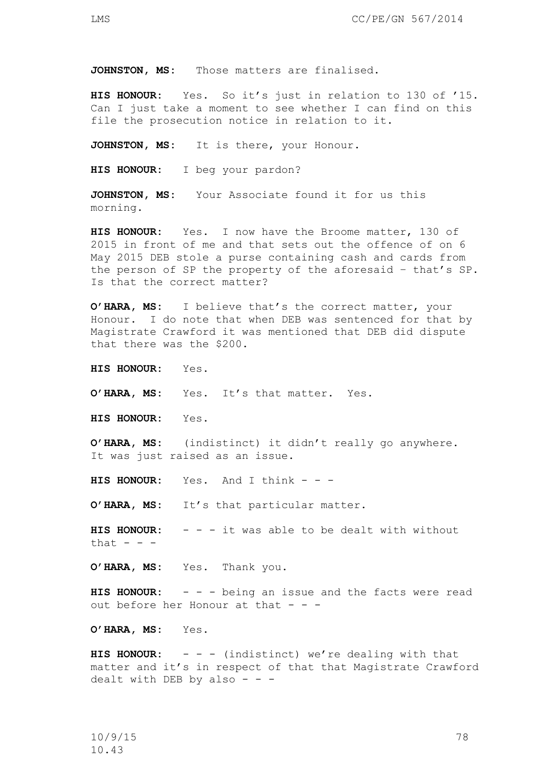**JOHNSTON, MS:** Those matters are finalised.

**HIS HONOUR:** Yes. So it's just in relation to 130 of '15. Can I just take a moment to see whether I can find on this file the prosecution notice in relation to it.

**JOHNSTON, MS:** It is there, your Honour.

**HIS HONOUR:** I beg your pardon?

**JOHNSTON, MS:** Your Associate found it for us this morning.

**HIS HONOUR:** Yes. I now have the Broome matter, 130 of 2015 in front of me and that sets out the offence of on 6 May 2015 DEB stole a purse containing cash and cards from the person of SP the property of the aforesaid – that's SP. Is that the correct matter?

**O'HARA, MS:** I believe that's the correct matter, your Honour. I do note that when DEB was sentenced for that by Magistrate Crawford it was mentioned that DEB did dispute that there was the $200.

**HIS HONOUR:** Yes.

**O'HARA, MS:** Yes. It's that matter. Yes.

**HIS HONOUR:** Yes.

**O'HARA, MS:** (indistinct) it didn't really go anywhere. It was just raised as an issue.

**HIS HONOUR:** Yes. And I think - - -

**O'HARA, MS:** It's that particular matter.

**HIS HONOUR:** - - - it was able to be dealt with without that - - -

**O'HARA, MS:** Yes. Thank you.

**HIS HONOUR:** - - - being an issue and the facts were read out before her Honour at that - - -

**O'HARA, MS:** Yes.

**HIS HONOUR:** - - - (indistinct) we're dealing with that matter and it's in respect of that that Magistrate Crawford dealt with DEB by also - - -

10/9/15
10.43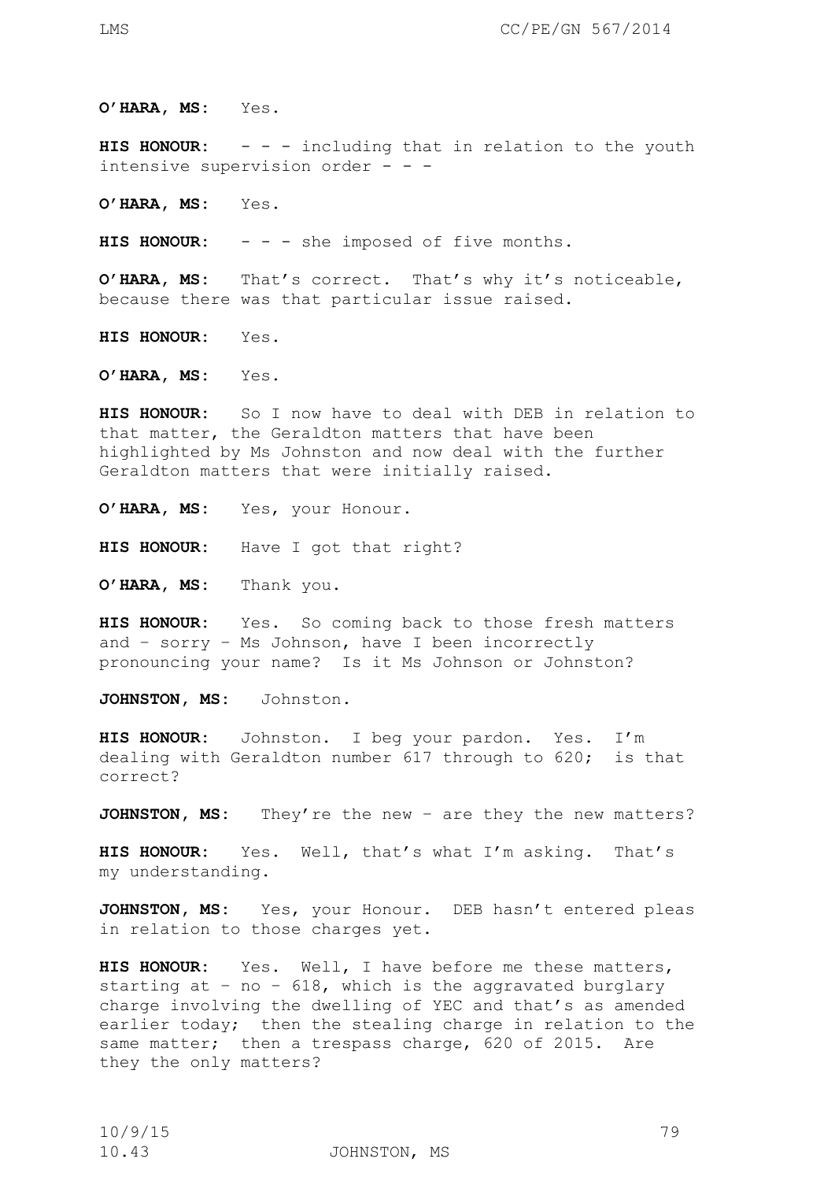**O'HARA, MS:** Yes.

**HIS HONOUR:** - - - including that in relation to the youth intensive supervision order - - -

**O'HARA, MS:** Yes.

**HIS HONOUR:** - - - she imposed of five months.

**O'HARA, MS:** That's correct. That's why it's noticeable, because there was that particular issue raised.

**HIS HONOUR:** Yes.

**O'HARA, MS:** Yes.

**HIS HONOUR:** So I now have to deal with DEB in relation to that matter, the Geraldton matters that have been highlighted by Ms Johnston and now deal with the further Geraldton matters that were initially raised.

**O'HARA, MS:** Yes, your Honour.

**HIS HONOUR:** Have I got that right?

**O'HARA, MS:** Thank you.

**HIS HONOUR:** Yes. So coming back to those fresh matters and – sorry – Ms Johnson, have I been incorrectly pronouncing your name? Is it Ms Johnson or Johnston?

**JOHNSTON, MS:** Johnston.

**HIS HONOUR:** Johnston. I beg your pardon. Yes. I'm dealing with Geraldton number 617 through to 620; is that correct?

**JOHNSTON, MS:** They're the new – are they the new matters?

**HIS HONOUR:** Yes. Well, that's what I'm asking. That's my understanding.

**JOHNSTON, MS:** Yes, your Honour. DEB hasn't entered pleas in relation to those charges yet.

**HIS HONOUR:** Yes. Well, I have before me these matters, starting at – no – 618, which is the aggravated burglary charge involving the dwelling of YEC and that's as amended earlier today; then the stealing charge in relation to the same matter; then a trespass charge, 620 of 2015. Are they the only matters?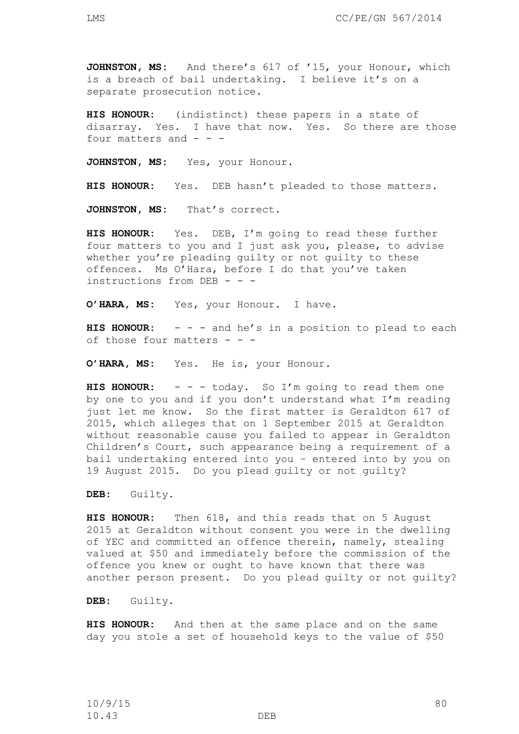**JOHNSTON, MS:** And there's 617 of '15, your Honour, which is a breach of bail undertaking. I believe it's on a separate prosecution notice.

**HIS HONOUR:** (indistinct) these papers in a state of disarray. Yes. I have that now. Yes. So there are those four matters and - - -

**JOHNSTON, MS:** Yes, your Honour.

**HIS HONOUR:** Yes. DEB hasn't pleaded to those matters.

**JOHNSTON, MS:** That's correct.

**HIS HONOUR:** Yes. DEB, I'm going to read these further four matters to you and I just ask you, please, to advise whether you're pleading guilty or not guilty to these offences. Ms O'Hara, before I do that you've taken instructions from DEB - - -

**O'HARA, MS:** Yes, your Honour. I have.

**HIS HONOUR:** - - - and he's in a position to plead to each of those four matters - - -

**O'HARA, MS:** Yes. He is, your Honour.

**HIS HONOUR:** - - - today. So I'm going to read them one by one to you and if you don't understand what I'm reading just let me know. So the first matter is Geraldton 617 of 2015, which alleges that on 1 September 2015 at Geraldton without reasonable cause you failed to appear in Geraldton Children's Court, such appearance being a requirement of a bail undertaking entered into you – entered into by you on 19 August 2015. Do you plead guilty or not guilty?

**DEB:** Guilty.

**HIS HONOUR:** Then 618, and this reads that on 5 August 2015 at Geraldton without consent you were in the dwelling of YEC and committed an offence therein, namely, stealing valued at $50 and immediately before the commission of the offence you knew or ought to have known that there was another person present. Do you plead guilty or not guilty?

**DEB:** Guilty.

**HIS HONOUR:** And then at the same place and on the same day you stole a set of household keys to the value of $50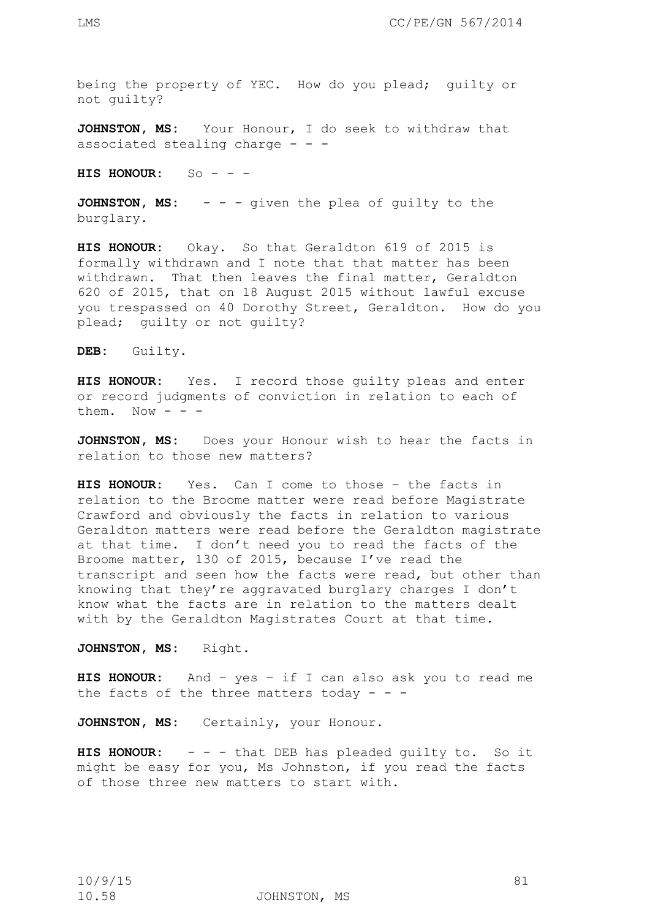being the property of YEC. How do you plead; guilty or not guilty?

**JOHNSTON, MS:** Your Honour, I do seek to withdraw that associated stealing charge - - -

**HIS HONOUR:** So - - -

**JOHNSTON, MS:** - - - given the plea of guilty to the burglary.

**HIS HONOUR:** Okay. So that Geraldton 619 of 2015 is formally withdrawn and I note that that matter has been withdrawn. That then leaves the final matter, Geraldton 620 of 2015, that on 18 August 2015 without lawful excuse you trespassed on 40 Dorothy Street, Geraldton. How do you plead; guilty or not guilty?

**DEB:** Guilty.

**HIS HONOUR:** Yes. I record those guilty pleas and enter or record judgments of conviction in relation to each of them. Now - - -

**JOHNSTON, MS:** Does your Honour wish to hear the facts in relation to those new matters?

**HIS HONOUR:** Yes. Can I come to those – the facts in relation to the Broome matter were read before Magistrate Crawford and obviously the facts in relation to various Geraldton matters were read before the Geraldton magistrate at that time. I don't need you to read the facts of the Broome matter, 130 of 2015, because I've read the transcript and seen how the facts were read, but other than knowing that they're aggravated burglary charges I don't know what the facts are in relation to the matters dealt with by the Geraldton Magistrates Court at that time.

**JOHNSTON, MS:** Right.

**HIS HONOUR:** And – yes – if I can also ask you to read me the facts of the three matters today - - -

**JOHNSTON, MS:** Certainly, your Honour.

**HIS HONOUR:** - - - that DEB has pleaded guilty to. So it might be easy for you, Ms Johnston, if you read the facts of those three new matters to start with.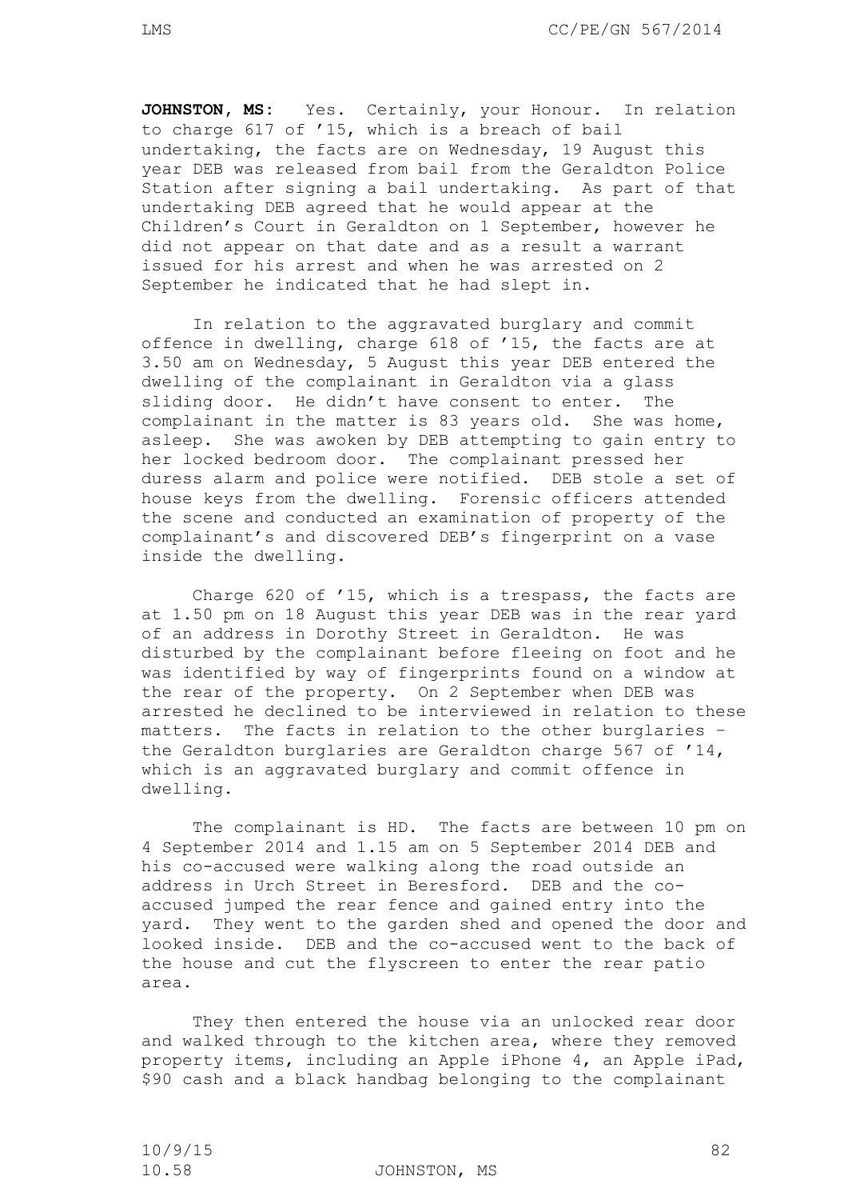**JOHNSTON, MS:** Yes. Certainly, your Honour. In relation to charge 617 of '15, which is a breach of bail undertaking, the facts are on Wednesday, 19 August this year DEB was released from bail from the Geraldton Police Station after signing a bail undertaking. As part of that undertaking DEB agreed that he would appear at the Children's Court in Geraldton on 1 September, however he did not appear on that date and as a result a warrant issued for his arrest and when he was arrested on 2 September he indicated that he had slept in.

In relation to the aggravated burglary and commit offence in dwelling, charge 618 of '15, the facts are at 3.50 am on Wednesday, 5 August this year DEB entered the dwelling of the complainant in Geraldton via a glass sliding door. He didn't have consent to enter. The complainant in the matter is 83 years old. She was home, asleep. She was awoken by DEB attempting to gain entry to her locked bedroom door. The complainant pressed her duress alarm and police were notified. DEB stole a set of house keys from the dwelling. Forensic officers attended the scene and conducted an examination of property of the complainant's and discovered DEB's fingerprint on a vase inside the dwelling.

Charge 620 of '15, which is a trespass, the facts are at 1.50 pm on 18 August this year DEB was in the rear yard of an address in Dorothy Street in Geraldton. He was disturbed by the complainant before fleeing on foot and he was identified by way of fingerprints found on a window at the rear of the property. On 2 September when DEB was arrested he declined to be interviewed in relation to these matters. The facts in relation to the other burglaries – the Geraldton burglaries are Geraldton charge 567 of '14, which is an aggravated burglary and commit offence in dwelling.

The complainant is HD. The facts are between 10 pm on 4 September 2014 and 1.15 am on 5 September 2014 DEB and his co-accused were walking along the road outside an address in Urch Street in Beresford. DEB and the co-accused jumped the rear fence and gained entry into the yard. They went to the garden shed and opened the door and looked inside. DEB and the co-accused went to the back of the house and cut the flyscreen to enter the rear patio area.

They then entered the house via an unlocked rear door and walked through to the kitchen area, where they removed property items, including an Apple iPhone 4, an Apple iPad, $90 cash and a black handbag belonging to the complainant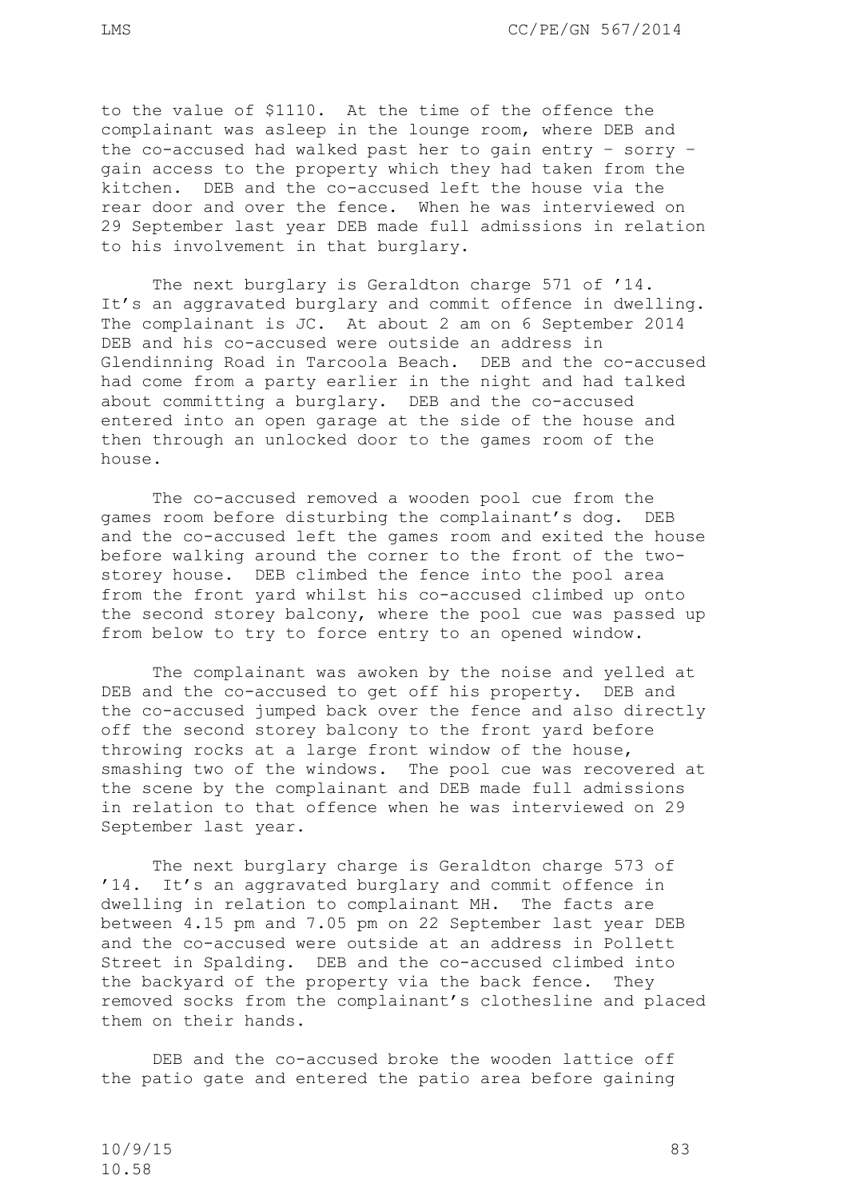to the value of $1110. At the time of the offence the complainant was asleep in the lounge room, where DEB and the co-accused had walked past her to gain entry – sorry – gain access to the property which they had taken from the kitchen. DEB and the co-accused left the house via the rear door and over the fence. When he was interviewed on 29 September last year DEB made full admissions in relation to his involvement in that burglary.

The next burglary is Geraldton charge 571 of '14. It's an aggravated burglary and commit offence in dwelling. The complainant is JC. At about 2 am on 6 September 2014 DEB and his co-accused were outside an address in Glendinning Road in Tarcoola Beach. DEB and the co-accused had come from a party earlier in the night and had talked about committing a burglary. DEB and the co-accused entered into an open garage at the side of the house and then through an unlocked door to the games room of the house.

The co-accused removed a wooden pool cue from the games room before disturbing the complainant's dog. DEB and the co-accused left the games room and exited the house before walking around the corner to the front of the two-storey house. DEB climbed the fence into the pool area from the front yard whilst his co-accused climbed up onto the second storey balcony, where the pool cue was passed up from below to try to force entry to an opened window.

The complainant was awoken by the noise and yelled at DEB and the co-accused to get off his property. DEB and the co-accused jumped back over the fence and also directly off the second storey balcony to the front yard before throwing rocks at a large front window of the house, smashing two of the windows. The pool cue was recovered at the scene by the complainant and DEB made full admissions in relation to that offence when he was interviewed on 29 September last year.

The next burglary charge is Geraldton charge 573 of '14. It's an aggravated burglary and commit offence in dwelling in relation to complainant MH. The facts are between 4.15 pm and 7.05 pm on 22 September last year DEB and the co-accused were outside at an address in Pollett Street in Spalding. DEB and the co-accused climbed into the backyard of the property via the back fence. They removed socks from the complainant's clothesline and placed them on their hands.

DEB and the co-accused broke the wooden lattice off the patio gate and entered the patio area before gaining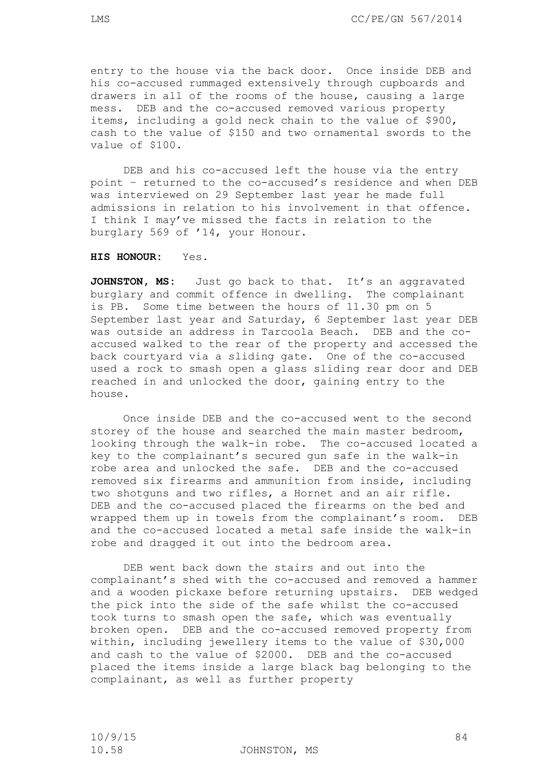entry to the house via the back door. Once inside DEB and his co-accused rummaged extensively through cupboards and drawers in all of the rooms of the house, causing a large mess. DEB and the co-accused removed various property items, including a gold neck chain to the value of $900, cash to the value of $150 and two ornamental swords to the value of $100.

DEB and his co-accused left the house via the entry point – returned to the co-accused's residence and when DEB was interviewed on 29 September last year he made full admissions in relation to his involvement in that offence. I think I may've missed the facts in relation to the burglary 569 of '14, your Honour.

**HIS HONOUR:** Yes.

**JOHNSTON, MS:** Just go back to that. It's an aggravated burglary and commit offence in dwelling. The complainant is PB. Some time between the hours of 11.30 pm on 5 September last year and Saturday, 6 September last year DEB was outside an address in Tarcoola Beach. DEB and the co-accused walked to the rear of the property and accessed the back courtyard via a sliding gate. One of the co-accused used a rock to smash open a glass sliding rear door and DEB reached in and unlocked the door, gaining entry to the house.

Once inside DEB and the co-accused went to the second storey of the house and searched the main master bedroom, looking through the walk-in robe. The co-accused located a key to the complainant's secured gun safe in the walk-in robe area and unlocked the safe. DEB and the co-accused removed six firearms and ammunition from inside, including two shotguns and two rifles, a Hornet and an air rifle. DEB and the co-accused placed the firearms on the bed and wrapped them up in towels from the complainant's room. DEB and the co-accused located a metal safe inside the walk-in robe and dragged it out into the bedroom area.

DEB went back down the stairs and out into the complainant's shed with the co-accused and removed a hammer and a wooden pickaxe before returning upstairs. DEB wedged the pick into the side of the safe whilst the co-accused took turns to smash open the safe, which was eventually broken open. DEB and the co-accused removed property from within, including jewellery items to the value of $30,000 and cash to the value of $2000. DEB and the co-accused placed the items inside a large black bag belonging to the complainant, as well as further property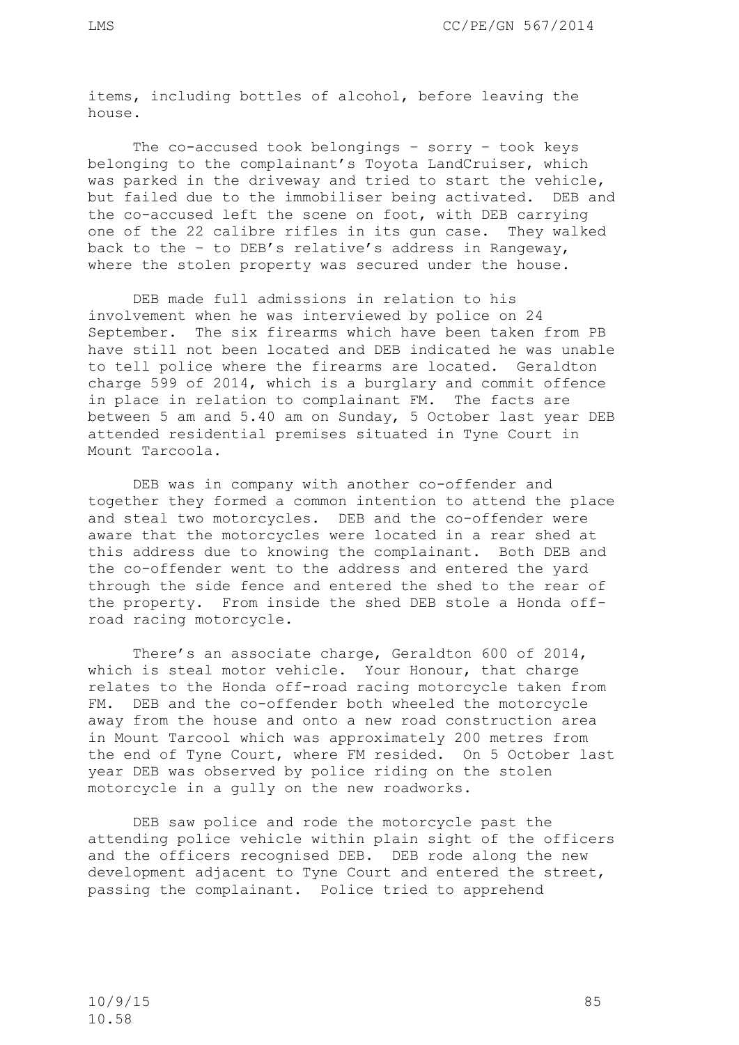items, including bottles of alcohol, before leaving the house.

The co-accused took belongings – sorry – took keys belonging to the complainant's Toyota LandCruiser, which was parked in the driveway and tried to start the vehicle, but failed due to the immobiliser being activated. DEB and the co-accused left the scene on foot, with DEB carrying one of the 22 calibre rifles in its gun case. They walked back to the – to DEB's relative's address in Rangeway, where the stolen property was secured under the house.

DEB made full admissions in relation to his involvement when he was interviewed by police on 24 September. The six firearms which have been taken from PB have still not been located and DEB indicated he was unable to tell police where the firearms are located. Geraldton charge 599 of 2014, which is a burglary and commit offence in place in relation to complainant FM. The facts are between 5 am and 5.40 am on Sunday, 5 October last year DEB attended residential premises situated in Tyne Court in Mount Tarcoola.

DEB was in company with another co-offender and together they formed a common intention to attend the place and steal two motorcycles. DEB and the co-offender were aware that the motorcycles were located in a rear shed at this address due to knowing the complainant. Both DEB and the co-offender went to the address and entered the yard through the side fence and entered the shed to the rear of the property. From inside the shed DEB stole a Honda off-road racing motorcycle.

There's an associate charge, Geraldton 600 of 2014, which is steal motor vehicle. Your Honour, that charge relates to the Honda off-road racing motorcycle taken from FM. DEB and the co-offender both wheeled the motorcycle away from the house and onto a new road construction area in Mount Tarcool which was approximately 200 metres from the end of Tyne Court, where FM resided. On 5 October last year DEB was observed by police riding on the stolen motorcycle in a gully on the new roadworks.

DEB saw police and rode the motorcycle past the attending police vehicle within plain sight of the officers and the officers recognised DEB. DEB rode along the new development adjacent to Tyne Court and entered the street, passing the complainant. Police tried to apprehend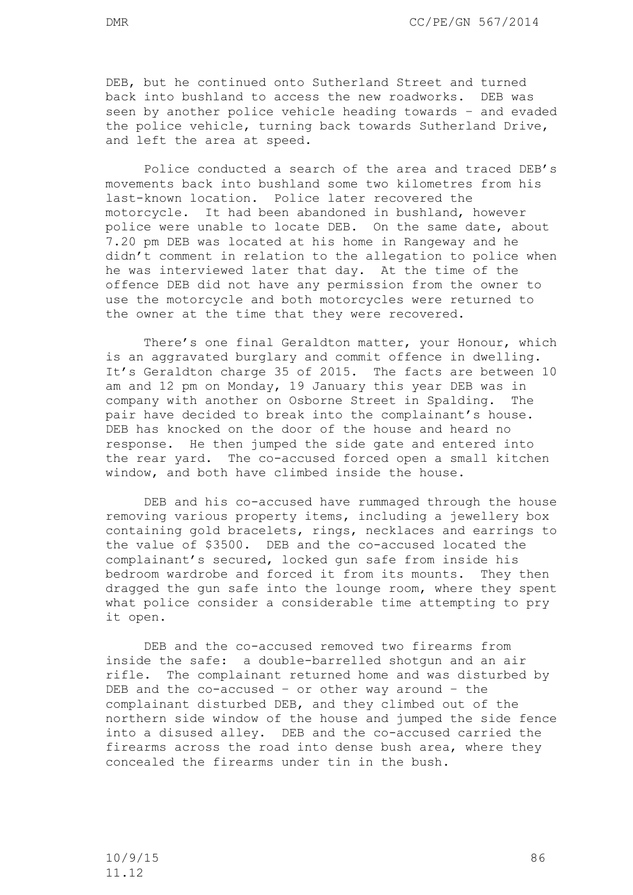DEB, but he continued onto Sutherland Street and turned back into bushland to access the new roadworks. DEB was seen by another police vehicle heading towards – and evaded the police vehicle, turning back towards Sutherland Drive, and left the area at speed.

Police conducted a search of the area and traced DEB's movements back into bushland some two kilometres from his last-known location. Police later recovered the motorcycle. It had been abandoned in bushland, however police were unable to locate DEB. On the same date, about 7.20 pm DEB was located at his home in Rangeway and he didn't comment in relation to the allegation to police when he was interviewed later that day. At the time of the offence DEB did not have any permission from the owner to use the motorcycle and both motorcycles were returned to the owner at the time that they were recovered.

There's one final Geraldton matter, your Honour, which is an aggravated burglary and commit offence in dwelling. It's Geraldton charge 35 of 2015. The facts are between 10 am and 12 pm on Monday, 19 January this year DEB was in company with another on Osborne Street in Spalding. The pair have decided to break into the complainant's house. DEB has knocked on the door of the house and heard no response. He then jumped the side gate and entered into the rear yard. The co-accused forced open a small kitchen window, and both have climbed inside the house.

DEB and his co-accused have rummaged through the house removing various property items, including a jewellery box containing gold bracelets, rings, necklaces and earrings to the value of $3500. DEB and the co-accused located the complainant's secured, locked gun safe from inside his bedroom wardrobe and forced it from its mounts. They then dragged the gun safe into the lounge room, where they spent what police consider a considerable time attempting to pry it open.

DEB and the co-accused removed two firearms from inside the safe: a double-barrelled shotgun and an air rifle. The complainant returned home and was disturbed by DEB and the co-accused – or other way around – the complainant disturbed DEB, and they climbed out of the northern side window of the house and jumped the side fence into a disused alley. DEB and the co-accused carried the firearms across the road into dense bush area, where they concealed the firearms under tin in the bush.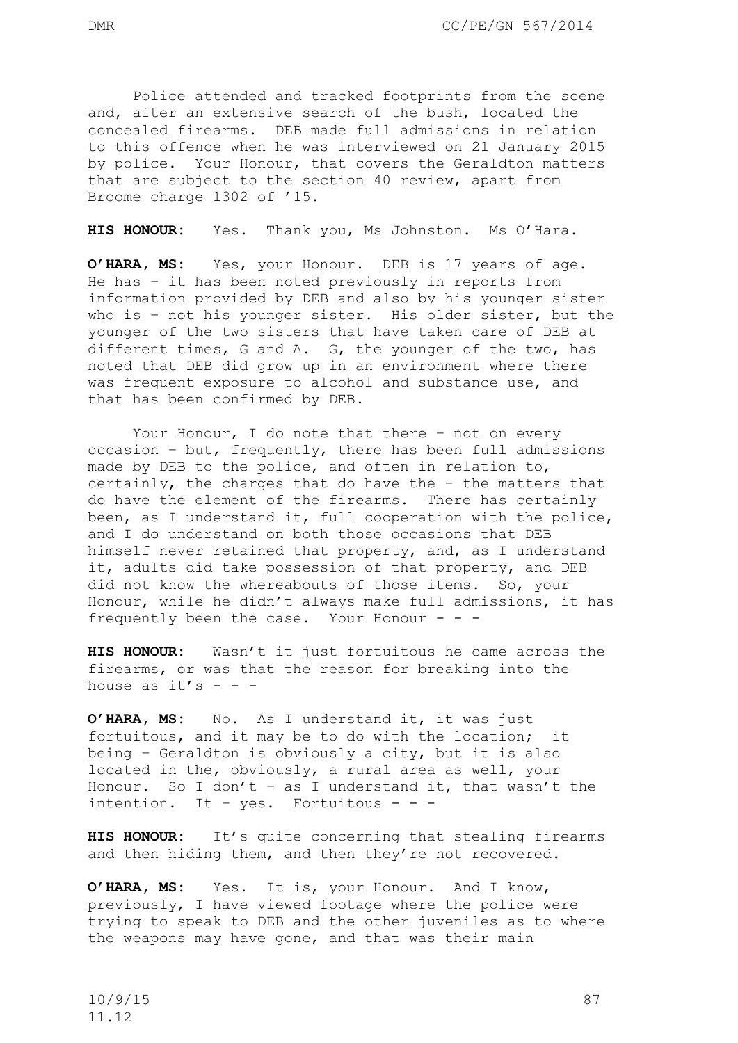Police attended and tracked footprints from the scene and, after an extensive search of the bush, located the concealed firearms. DEB made full admissions in relation to this offence when he was interviewed on 21 January 2015 by police. Your Honour, that covers the Geraldton matters that are subject to the section 40 review, apart from Broome charge 1302 of '15.

**HIS HONOUR:** Yes. Thank you, Ms Johnston. Ms O'Hara.

**O'HARA, MS:** Yes, your Honour. DEB is 17 years of age. He has – it has been noted previously in reports from information provided by DEB and also by his younger sister who is – not his younger sister. His older sister, but the younger of the two sisters that have taken care of DEB at different times, G and A. G, the younger of the two, has noted that DEB did grow up in an environment where there was frequent exposure to alcohol and substance use, and that has been confirmed by DEB.

Your Honour, I do note that there – not on every occasion – but, frequently, there has been full admissions made by DEB to the police, and often in relation to, certainly, the charges that do have the – the matters that do have the element of the firearms. There has certainly been, as I understand it, full cooperation with the police, and I do understand on both those occasions that DEB himself never retained that property, and, as I understand it, adults did take possession of that property, and DEB did not know the whereabouts of those items. So, your Honour, while he didn't always make full admissions, it has frequently been the case. Your Honour - - -

**HIS HONOUR:** Wasn't it just fortuitous he came across the firearms, or was that the reason for breaking into the house as it's - - -

**O'HARA, MS:** No. As I understand it, it was just fortuitous, and it may be to do with the location; it being – Geraldton is obviously a city, but it is also located in the, obviously, a rural area as well, your Honour. So I don't – as I understand it, that wasn't the intention. It – yes. Fortuitous - - -

**HIS HONOUR:** It's quite concerning that stealing firearms and then hiding them, and then they're not recovered.

**O'HARA, MS:** Yes. It is, your Honour. And I know, previously, I have viewed footage where the police were trying to speak to DEB and the other juveniles as to where the weapons may have gone, and that was their main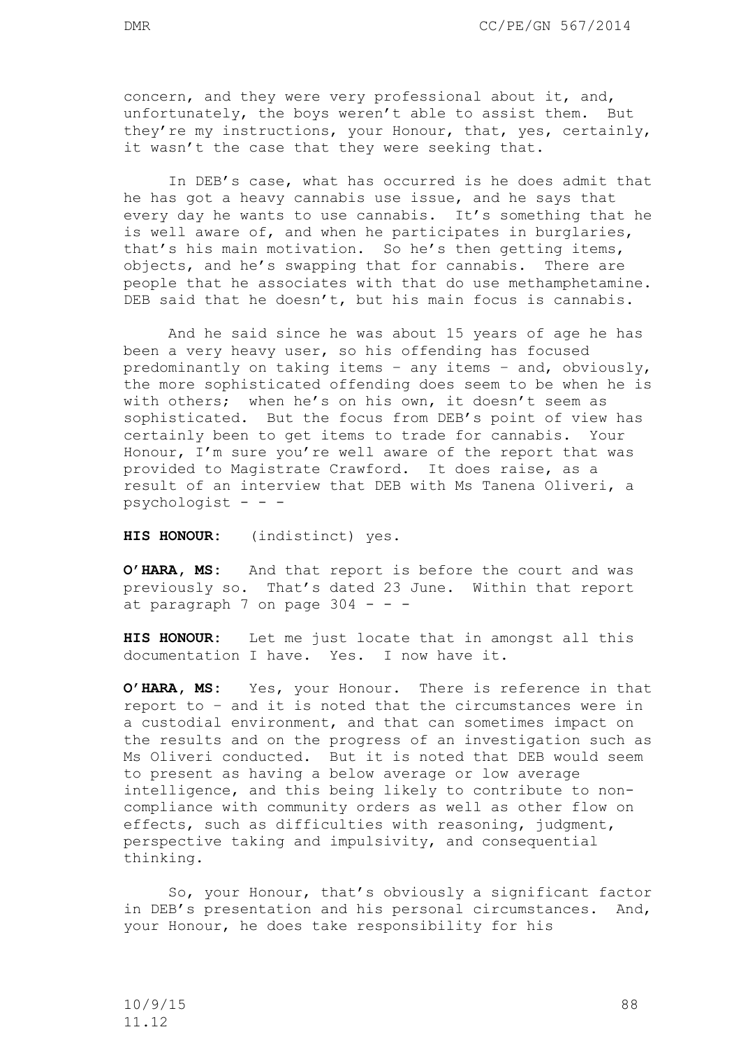concern, and they were very professional about it, and, unfortunately, the boys weren't able to assist them. But they're my instructions, your Honour, that, yes, certainly, it wasn't the case that they were seeking that.

In DEB's case, what has occurred is he does admit that he has got a heavy cannabis use issue, and he says that every day he wants to use cannabis. It's something that he is well aware of, and when he participates in burglaries, that's his main motivation. So he's then getting items, objects, and he's swapping that for cannabis. There are people that he associates with that do use methamphetamine. DEB said that he doesn't, but his main focus is cannabis.

And he said since he was about 15 years of age he has been a very heavy user, so his offending has focused predominantly on taking items – any items – and, obviously, the more sophisticated offending does seem to be when he is with others; when he's on his own, it doesn't seem as sophisticated. But the focus from DEB's point of view has certainly been to get items to trade for cannabis. Your Honour, I'm sure you're well aware of the report that was provided to Magistrate Crawford. It does raise, as a result of an interview that DEB with Ms Tanena Oliveri, a psychologist - - -

**HIS HONOUR:** (indistinct) yes.

**O'HARA, MS:** And that report is before the court and was previously so. That's dated 23 June. Within that report at paragraph 7 on page 304 - - -

**HIS HONOUR:** Let me just locate that in amongst all this documentation I have. Yes. I now have it.

**O'HARA, MS:** Yes, your Honour. There is reference in that report to – and it is noted that the circumstances were in a custodial environment, and that can sometimes impact on the results and on the progress of an investigation such as Ms Oliveri conducted. But it is noted that DEB would seem to present as having a below average or low average intelligence, and this being likely to contribute to non-compliance with community orders as well as other flow on effects, such as difficulties with reasoning, judgment, perspective taking and impulsivity, and consequential thinking.

So, your Honour, that's obviously a significant factor in DEB's presentation and his personal circumstances. And, your Honour, he does take responsibility for his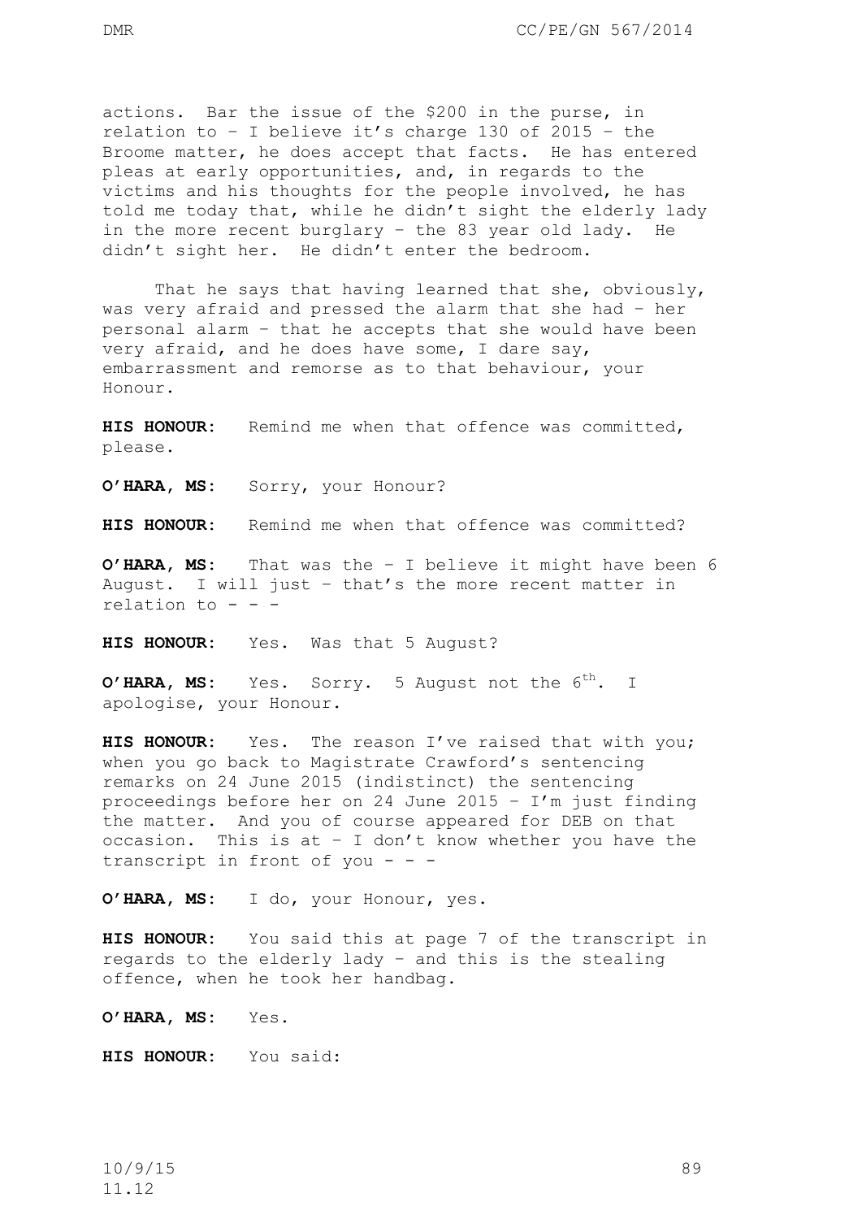actions. Bar the issue of the $200 in the purse, in relation to – I believe it's charge 130 of 2015 – the Broome matter, he does accept that facts. He has entered pleas at early opportunities, and, in regards to the victims and his thoughts for the people involved, he has told me today that, while he didn't sight the elderly lady in the more recent burglary – the 83 year old lady. He didn't sight her. He didn't enter the bedroom.

That he says that having learned that she, obviously, was very afraid and pressed the alarm that she had – her personal alarm – that he accepts that she would have been very afraid, and he does have some, I dare say, embarrassment and remorse as to that behaviour, your Honour.

**HIS HONOUR:** Remind me when that offence was committed, please.

**O'HARA, MS:** Sorry, your Honour?

**HIS HONOUR:** Remind me when that offence was committed?

**O'HARA, MS:** That was the – I believe it might have been 6 August. I will just – that's the more recent matter in relation to - - -

**HIS HONOUR:** Yes. Was that 5 August?

**O'HARA, MS:** Yes. Sorry. 5 August not the 6th. I apologise, your Honour.

**HIS HONOUR:** Yes. The reason I've raised that with you; when you go back to Magistrate Crawford's sentencing remarks on 24 June 2015 (indistinct) the sentencing proceedings before her on 24 June 2015 – I'm just finding the matter. And you of course appeared for DEB on that occasion. This is at – I don't know whether you have the transcript in front of you - - -

**O'HARA, MS:** I do, your Honour, yes.

**HIS HONOUR:** You said this at page 7 of the transcript in regards to the elderly lady – and this is the stealing offence, when he took her handbag.

**O'HARA, MS:** Yes.

**HIS HONOUR:** You said: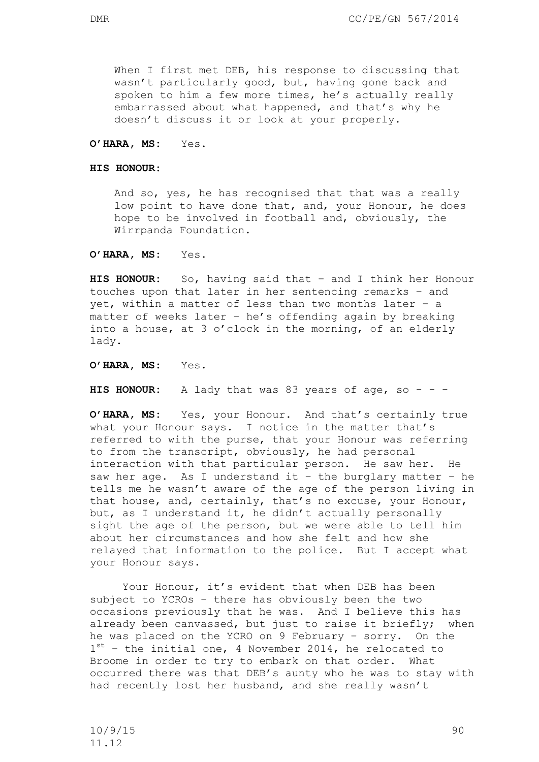When I first met DEB, his response to discussing that wasn't particularly good, but, having gone back and spoken to him a few more times, he's actually really embarrassed about what happened, and that's why he doesn't discuss it or look at your properly.

**O'HARA, MS:** Yes.

**HIS HONOUR:**

And so, yes, he has recognised that that was a really low point to have done that, and, your Honour, he does hope to be involved in football and, obviously, the Wirrpanda Foundation.

**O'HARA, MS:** Yes.

**HIS HONOUR:** So, having said that – and I think her Honour touches upon that later in her sentencing remarks – and yet, within a matter of less than two months later – a matter of weeks later – he's offending again by breaking into a house, at 3 o'clock in the morning, of an elderly lady.

**O'HARA, MS:** Yes.

**HIS HONOUR:** A lady that was 83 years of age, so - - -

**O'HARA, MS:** Yes, your Honour. And that's certainly true what your Honour says. I notice in the matter that's referred to with the purse, that your Honour was referring to from the transcript, obviously, he had personal interaction with that particular person. He saw her. He saw her age. As I understand it – the burglary matter – he tells me he wasn't aware of the age of the person living in that house, and, certainly, that's no excuse, your Honour, but, as I understand it, he didn't actually personally sight the age of the person, but we were able to tell him about her circumstances and how she felt and how she relayed that information to the police. But I accept what your Honour says.

Your Honour, it's evident that when DEB has been subject to YCROs – there has obviously been the two occasions previously that he was. And I believe this has already been canvassed, but just to raise it briefly; when he was placed on the YCRO on 9 February – sorry. On the 1st – the initial one, 4 November 2014, he relocated to Broome in order to try to embark on that order. What occurred there was that DEB's aunty who he was to stay with had recently lost her husband, and she really wasn't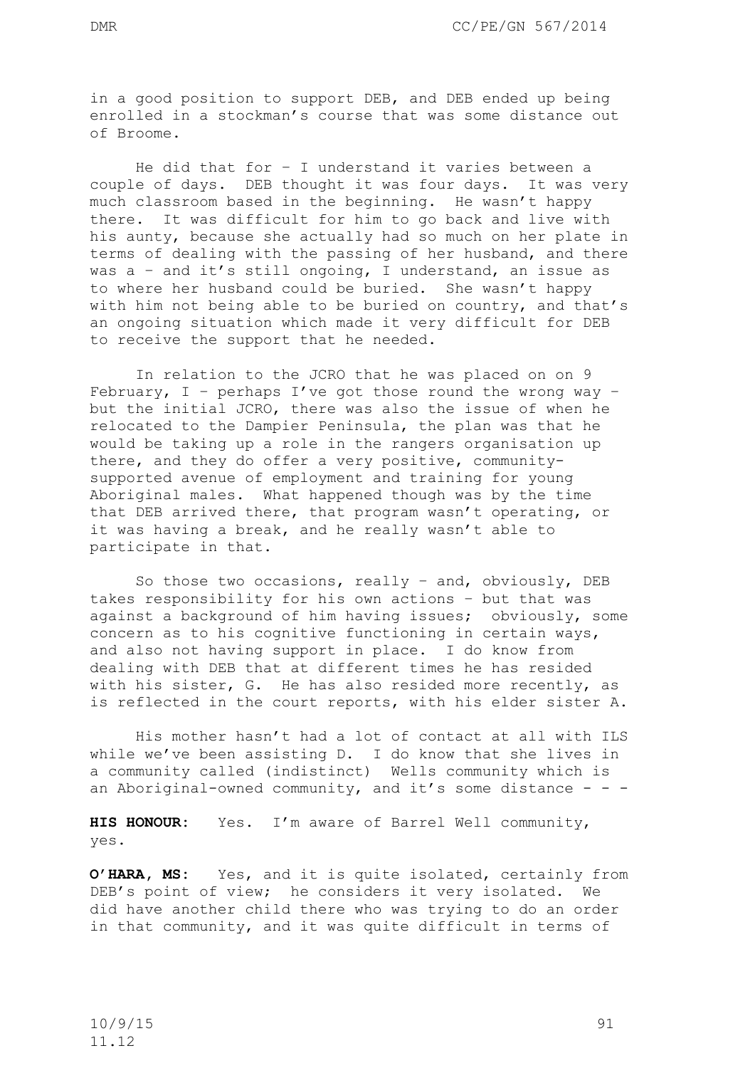in a good position to support DEB, and DEB ended up being enrolled in a stockman's course that was some distance out of Broome.

He did that for – I understand it varies between a couple of days. DEB thought it was four days. It was very much classroom based in the beginning. He wasn't happy there. It was difficult for him to go back and live with his aunty, because she actually had so much on her plate in terms of dealing with the passing of her husband, and there was a – and it's still ongoing, I understand, an issue as to where her husband could be buried. She wasn't happy with him not being able to be buried on country, and that's an ongoing situation which made it very difficult for DEB to receive the support that he needed.

In relation to the JCRO that he was placed on on 9 February, I – perhaps I've got those round the wrong way – but the initial JCRO, there was also the issue of when he relocated to the Dampier Peninsula, the plan was that he would be taking up a role in the rangers organisation up there, and they do offer a very positive, community-supported avenue of employment and training for young Aboriginal males. What happened though was by the time that DEB arrived there, that program wasn't operating, or it was having a break, and he really wasn't able to participate in that.

So those two occasions, really – and, obviously, DEB takes responsibility for his own actions – but that was against a background of him having issues; obviously, some concern as to his cognitive functioning in certain ways, and also not having support in place. I do know from dealing with DEB that at different times he has resided with his sister, G. He has also resided more recently, as is reflected in the court reports, with his elder sister A.

His mother hasn't had a lot of contact at all with ILS while we've been assisting D. I do know that she lives in a community called (indistinct) Wells community which is an Aboriginal-owned community, and it's some distance - - -

**HIS HONOUR**: Yes. I'm aware of Barrel Well community, yes.

**O'HARA, MS**: Yes, and it is quite isolated, certainly from DEB's point of view; he considers it very isolated. We did have another child there who was trying to do an order in that community, and it was quite difficult in terms of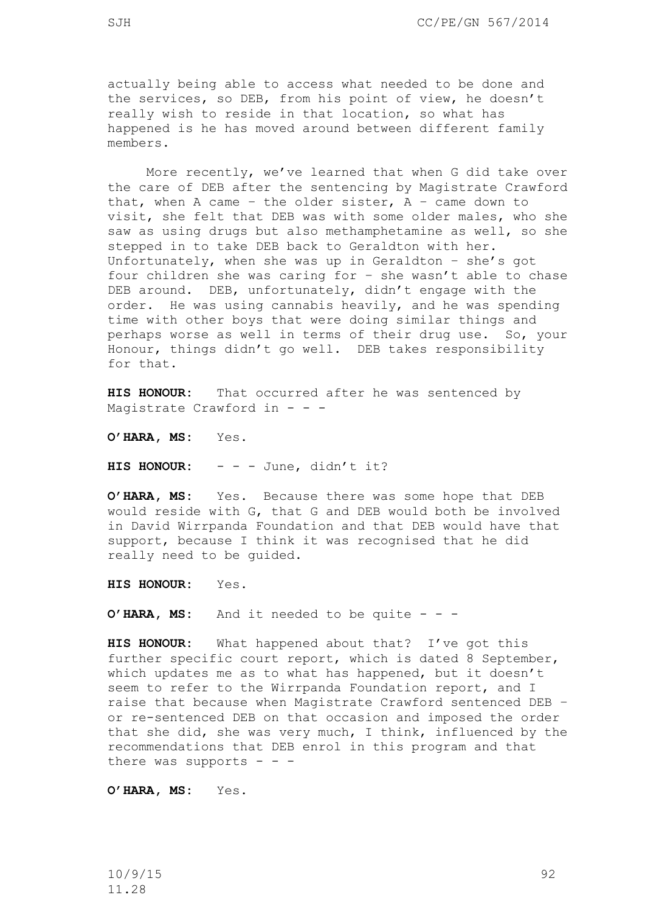actually being able to access what needed to be done and the services, so DEB, from his point of view, he doesn't really wish to reside in that location, so what has happened is he has moved around between different family members.

More recently, we've learned that when G did take over the care of DEB after the sentencing by Magistrate Crawford that, when A came – the older sister, A – came down to visit, she felt that DEB was with some older males, who she saw as using drugs but also methamphetamine as well, so she stepped in to take DEB back to Geraldton with her. Unfortunately, when she was up in Geraldton – she's got four children she was caring for – she wasn't able to chase DEB around. DEB, unfortunately, didn't engage with the order. He was using cannabis heavily, and he was spending time with other boys that were doing similar things and perhaps worse as well in terms of their drug use. So, your Honour, things didn't go well. DEB takes responsibility for that.

**HIS HONOUR:** That occurred after he was sentenced by Magistrate Crawford in - - -

**O'HARA, MS:** Yes.

**HIS HONOUR:** - - - June, didn't it?

**O'HARA, MS:** Yes. Because there was some hope that DEB would reside with G, that G and DEB would both be involved in David Wirrpanda Foundation and that DEB would have that support, because I think it was recognised that he did really need to be guided.

**HIS HONOUR:** Yes.

**O'HARA, MS:** And it needed to be quite - - -

**HIS HONOUR:** What happened about that? I've got this further specific court report, which is dated 8 September, which updates me as to what has happened, but it doesn't seem to refer to the Wirrpanda Foundation report, and I raise that because when Magistrate Crawford sentenced DEB – or re-sentenced DEB on that occasion and imposed the order that she did, she was very much, I think, influenced by the recommendations that DEB enrol in this program and that there was supports - - -

**O'HARA, MS:** Yes.

10/9/15
11.28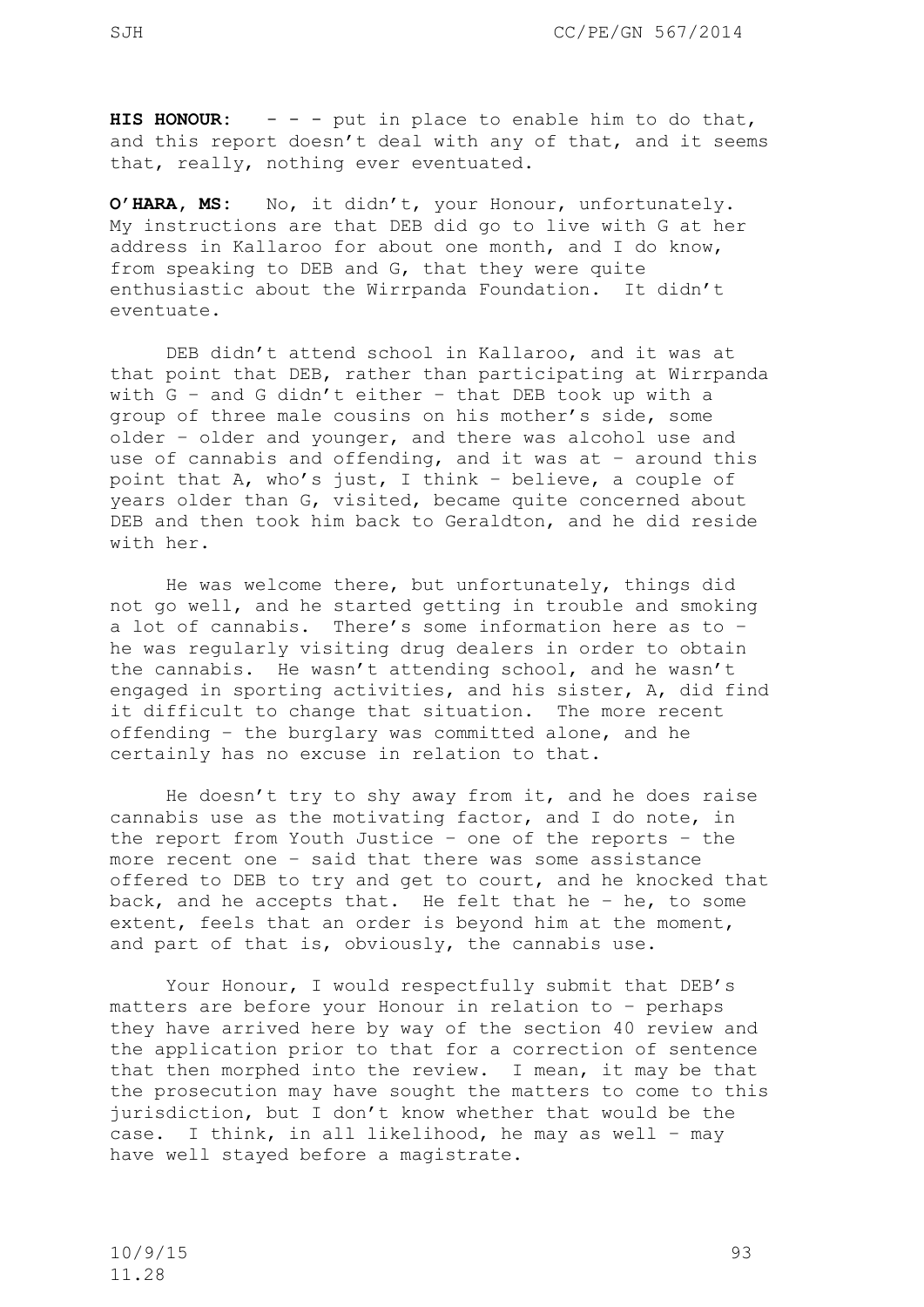**HIS HONOUR:** - - - put in place to enable him to do that, and this report doesn't deal with any of that, and it seems that, really, nothing ever eventuated.

**O'HARA, MS:** No, it didn't, your Honour, unfortunately. My instructions are that DEB did go to live with G at her address in Kallaroo for about one month, and I do know, from speaking to DEB and G, that they were quite enthusiastic about the Wirrpanda Foundation. It didn't eventuate.

DEB didn't attend school in Kallaroo, and it was at that point that DEB, rather than participating at Wirrpanda with G – and G didn't either – that DEB took up with a group of three male cousins on his mother's side, some older – older and younger, and there was alcohol use and use of cannabis and offending, and it was at – around this point that A, who's just, I think – believe, a couple of years older than G, visited, became quite concerned about DEB and then took him back to Geraldton, and he did reside with her.

He was welcome there, but unfortunately, things did not go well, and he started getting in trouble and smoking a lot of cannabis. There's some information here as to – he was regularly visiting drug dealers in order to obtain the cannabis. He wasn't attending school, and he wasn't engaged in sporting activities, and his sister, A, did find it difficult to change that situation. The more recent offending – the burglary was committed alone, and he certainly has no excuse in relation to that.

He doesn't try to shy away from it, and he does raise cannabis use as the motivating factor, and I do note, in the report from Youth Justice – one of the reports – the more recent one – said that there was some assistance offered to DEB to try and get to court, and he knocked that back, and he accepts that. He felt that he – he, to some extent, feels that an order is beyond him at the moment, and part of that is, obviously, the cannabis use.

Your Honour, I would respectfully submit that DEB's matters are before your Honour in relation to – perhaps they have arrived here by way of the section 40 review and the application prior to that for a correction of sentence that then morphed into the review. I mean, it may be that the prosecution may have sought the matters to come to this jurisdiction, but I don't know whether that would be the case. I think, in all likelihood, he may as well – may have well stayed before a magistrate.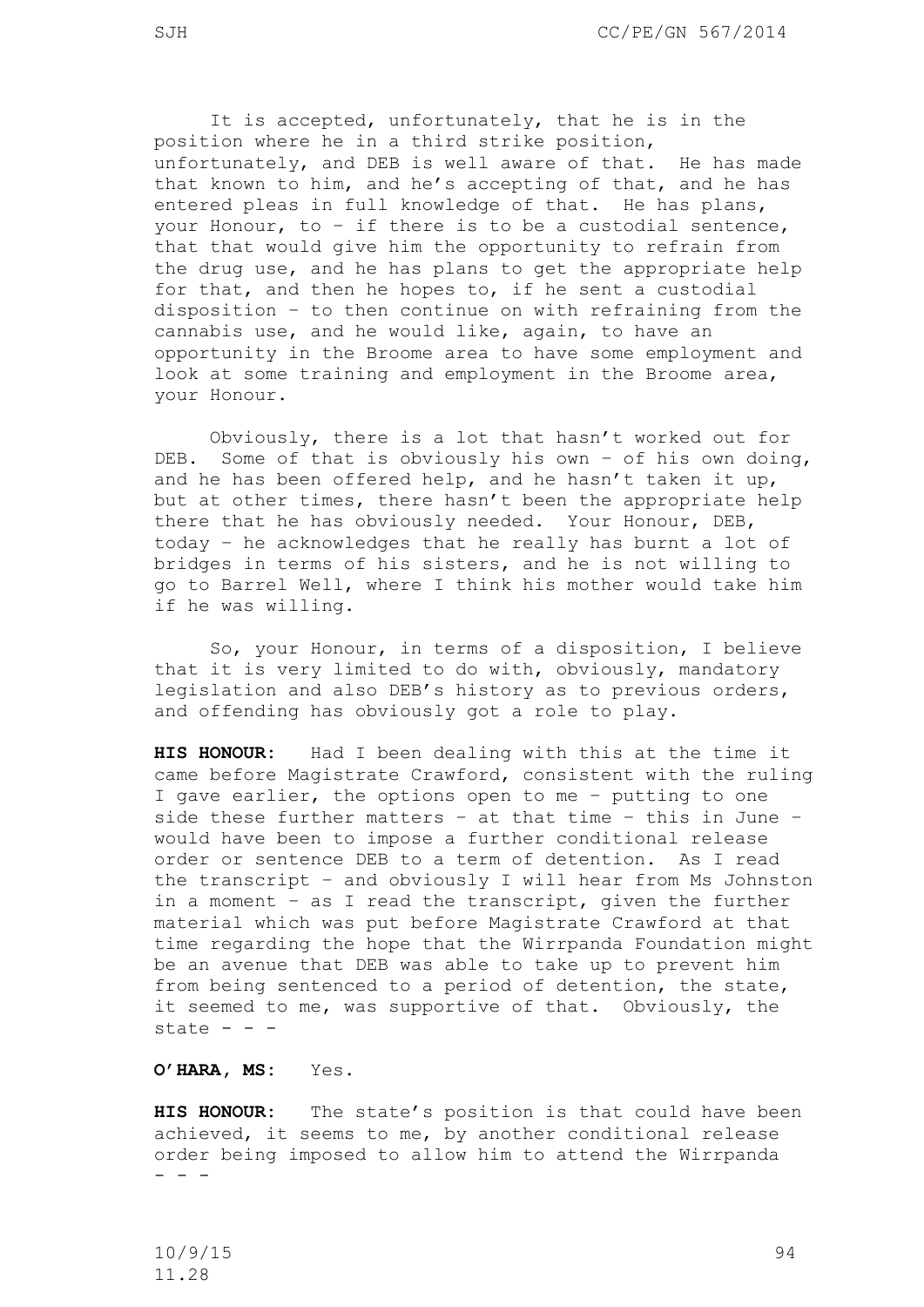It is accepted, unfortunately, that he is in the position where he in a third strike position, unfortunately, and DEB is well aware of that. He has made that known to him, and he's accepting of that, and he has entered pleas in full knowledge of that. He has plans, your Honour, to – if there is to be a custodial sentence, that that would give him the opportunity to refrain from the drug use, and he has plans to get the appropriate help for that, and then he hopes to, if he sent a custodial disposition – to then continue on with refraining from the cannabis use, and he would like, again, to have an opportunity in the Broome area to have some employment and look at some training and employment in the Broome area, your Honour.

Obviously, there is a lot that hasn't worked out for DEB. Some of that is obviously his own – of his own doing, and he has been offered help, and he hasn't taken it up, but at other times, there hasn't been the appropriate help there that he has obviously needed. Your Honour, DEB, today – he acknowledges that he really has burnt a lot of bridges in terms of his sisters, and he is not willing to go to Barrel Well, where I think his mother would take him if he was willing.

So, your Honour, in terms of a disposition, I believe that it is very limited to do with, obviously, mandatory legislation and also DEB's history as to previous orders, and offending has obviously got a role to play.

**HIS HONOUR:** Had I been dealing with this at the time it came before Magistrate Crawford, consistent with the ruling I gave earlier, the options open to me – putting to one side these further matters – at that time – this in June – would have been to impose a further conditional release order or sentence DEB to a term of detention. As I read the transcript – and obviously I will hear from Ms Johnston in a moment – as I read the transcript, given the further material which was put before Magistrate Crawford at that time regarding the hope that the Wirrpanda Foundation might be an avenue that DEB was able to take up to prevent him from being sentenced to a period of detention, the state, it seemed to me, was supportive of that. Obviously, the state - - -

**O'HARA, MS:** Yes.

**HIS HONOUR:** The state's position is that could have been achieved, it seems to me, by another conditional release order being imposed to allow him to attend the Wirrpanda - - -

10/9/15
11.28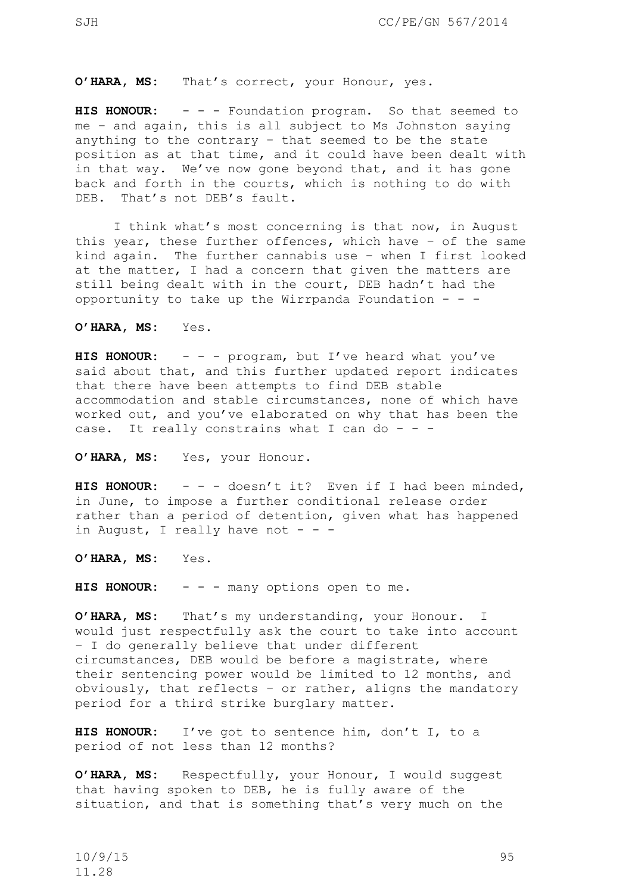**O'HARA, MS:** That's correct, your Honour, yes.

**HIS HONOUR:** - - - Foundation program. So that seemed to me – and again, this is all subject to Ms Johnston saying anything to the contrary – that seemed to be the state position as at that time, and it could have been dealt with in that way. We've now gone beyond that, and it has gone back and forth in the courts, which is nothing to do with DEB. That's not DEB's fault.

I think what's most concerning is that now, in August this year, these further offences, which have – of the same kind again. The further cannabis use – when I first looked at the matter, I had a concern that given the matters are still being dealt with in the court, DEB hadn't had the opportunity to take up the Wirrpanda Foundation - - -

**O'HARA, MS:** Yes.

**HIS HONOUR:** - - - program, but I've heard what you've said about that, and this further updated report indicates that there have been attempts to find DEB stable accommodation and stable circumstances, none of which have worked out, and you've elaborated on why that has been the case. It really constrains what I can do - - -

**O'HARA, MS:** Yes, your Honour.

**HIS HONOUR:** - - - doesn't it? Even if I had been minded, in June, to impose a further conditional release order rather than a period of detention, given what has happened in August, I really have not - - -

**O'HARA, MS:** Yes.

**HIS HONOUR:** - - - many options open to me.

**O'HARA, MS:** That's my understanding, your Honour. I would just respectfully ask the court to take into account – I do generally believe that under different circumstances, DEB would be before a magistrate, where their sentencing power would be limited to 12 months, and obviously, that reflects – or rather, aligns the mandatory period for a third strike burglary matter.

**HIS HONOUR:** I've got to sentence him, don't I, to a period of not less than 12 months?

**O'HARA, MS:** Respectfully, your Honour, I would suggest that having spoken to DEB, he is fully aware of the situation, and that is something that's very much on the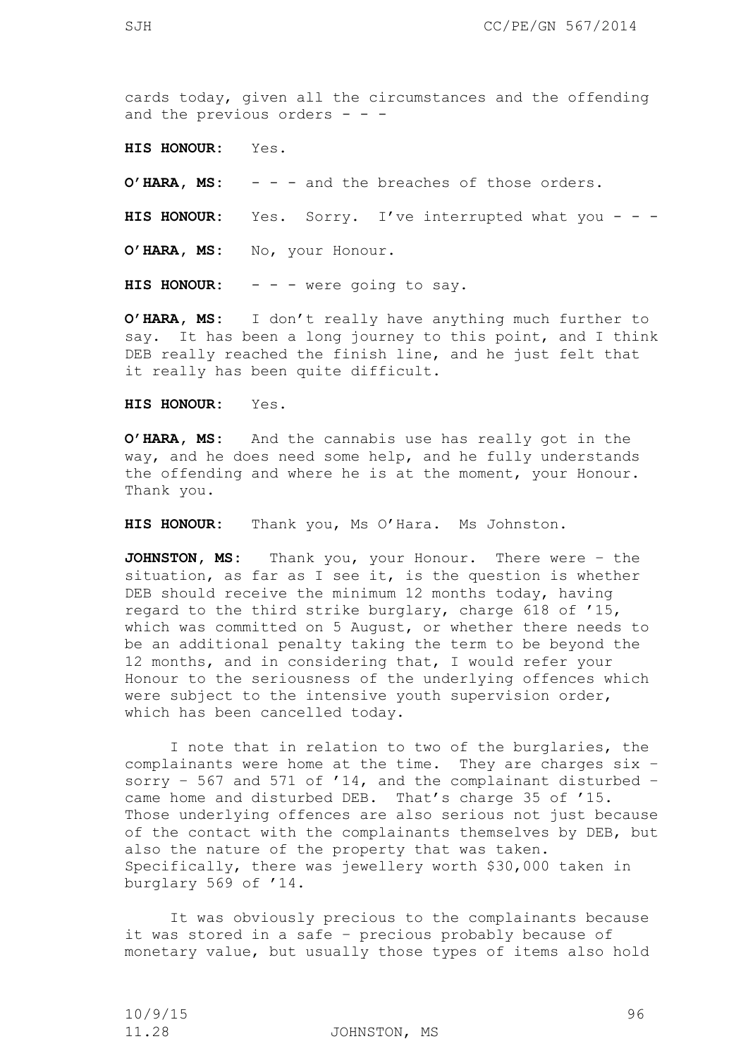cards today, given all the circumstances and the offending and the previous orders - - -

**HIS HONOUR:** Yes.

**O'HARA, MS:** - - - and the breaches of those orders.

**HIS HONOUR:** Yes. Sorry. I've interrupted what you - - -

**O'HARA, MS:** No, your Honour.

**HIS HONOUR:** - - - were going to say.

**O'HARA, MS:** I don't really have anything much further to say. It has been a long journey to this point, and I think DEB really reached the finish line, and he just felt that it really has been quite difficult.

**HIS HONOUR:** Yes.

**O'HARA, MS:** And the cannabis use has really got in the way, and he does need some help, and he fully understands the offending and where he is at the moment, your Honour. Thank you.

**HIS HONOUR:** Thank you, Ms O'Hara. Ms Johnston.

**JOHNSTON, MS:** Thank you, your Honour. There were – the situation, as far as I see it, is the question is whether DEB should receive the minimum 12 months today, having regard to the third strike burglary, charge 618 of '15, which was committed on 5 August, or whether there needs to be an additional penalty taking the term to be beyond the 12 months, and in considering that, I would refer your Honour to the seriousness of the underlying offences which were subject to the intensive youth supervision order, which has been cancelled today.

I note that in relation to two of the burglaries, the complainants were home at the time. They are charges six – sorry – 567 and 571 of '14, and the complainant disturbed – came home and disturbed DEB. That's charge 35 of '15. Those underlying offences are also serious not just because of the contact with the complainants themselves by DEB, but also the nature of the property that was taken. Specifically, there was jewellery worth $30,000 taken in burglary 569 of '14.

It was obviously precious to the complainants because it was stored in a safe – precious probably because of monetary value, but usually those types of items also hold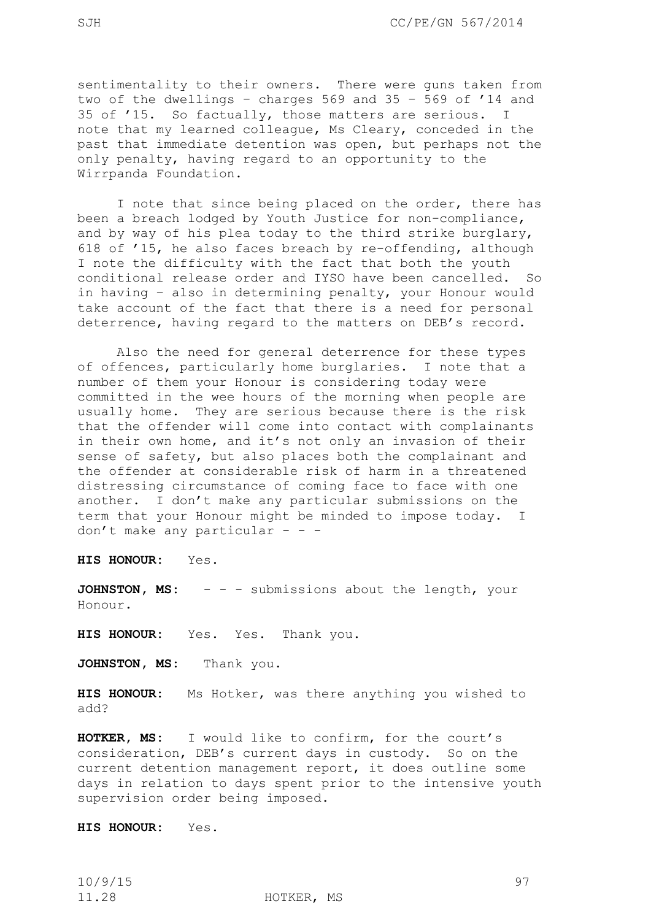sentimentality to their owners. There were guns taken from two of the dwellings – charges 569 and 35 – 569 of ’14 and 35 of ’15. So factually, those matters are serious. I note that my learned colleague, Ms Cleary, conceded in the past that immediate detention was open, but perhaps not the only penalty, having regard to an opportunity to the Wirrpanda Foundation.

I note that since being placed on the order, there has been a breach lodged by Youth Justice for non-compliance, and by way of his plea today to the third strike burglary, 618 of ’15, he also faces breach by re-offending, although I note the difficulty with the fact that both the youth conditional release order and IYSO have been cancelled. So in having – also in determining penalty, your Honour would take account of the fact that there is a need for personal deterrence, having regard to the matters on DEB’s record.

Also the need for general deterrence for these types of offences, particularly home burglaries. I note that a number of them your Honour is considering today were committed in the wee hours of the morning when people are usually home. They are serious because there is the risk that the offender will come into contact with complainants in their own home, and it’s not only an invasion of their sense of safety, but also places both the complainant and the offender at considerable risk of harm in a threatened distressing circumstance of coming face to face with one another. I don’t make any particular submissions on the term that your Honour might be minded to impose today. I don’t make any particular - - -

**HIS HONOUR:** Yes.

**JOHNSTON, MS:** - - - submissions about the length, your Honour.

**HIS HONOUR:** Yes. Yes. Thank you.

**JOHNSTON, MS:** Thank you.

**HIS HONOUR:** Ms Hotker, was there anything you wished to add?

**HOTKER, MS:** I would like to confirm, for the court’s consideration, DEB’s current days in custody. So on the current detention management report, it does outline some days in relation to days spent prior to the intensive youth supervision order being imposed.

**HIS HONOUR:** Yes.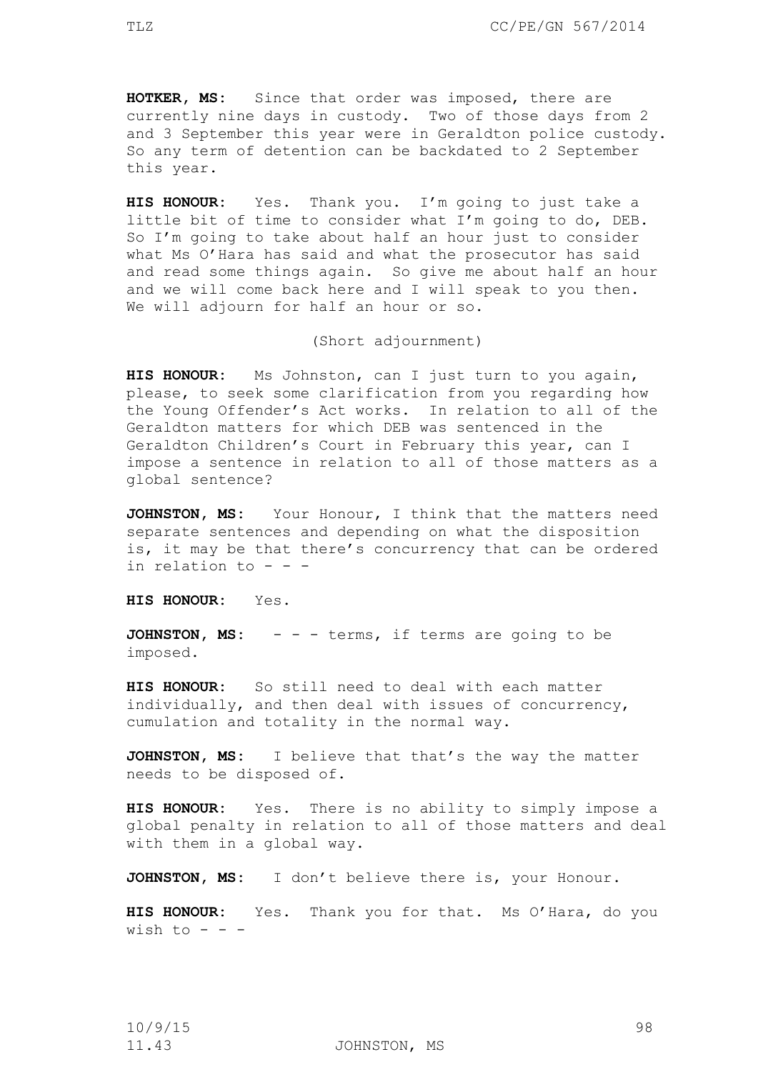**HOTKER, MS**: Since that order was imposed, there are currently nine days in custody. Two of those days from 2 and 3 September this year were in Geraldton police custody. So any term of detention can be backdated to 2 September this year.

**HIS HONOUR**: Yes. Thank you. I'm going to just take a little bit of time to consider what I'm going to do, DEB. So I'm going to take about half an hour just to consider what Ms O'Hara has said and what the prosecutor has said and read some things again. So give me about half an hour and we will come back here and I will speak to you then. We will adjourn for half an hour or so.

(Short adjournment)

**HIS HONOUR**: Ms Johnston, can I just turn to you again, please, to seek some clarification from you regarding how the Young Offender's Act works. In relation to all of the Geraldton matters for which DEB was sentenced in the Geraldton Children's Court in February this year, can I impose a sentence in relation to all of those matters as a global sentence?

**JOHNSTON, MS**: Your Honour, I think that the matters need separate sentences and depending on what the disposition is, it may be that there's concurrency that can be ordered in relation to - - -

**HIS HONOUR**: Yes.

**JOHNSTON, MS**: - - - terms, if terms are going to be imposed.

**HIS HONOUR**: So still need to deal with each matter individually, and then deal with issues of concurrency, cumulation and totality in the normal way.

**JOHNSTON, MS**: I believe that that's the way the matter needs to be disposed of.

**HIS HONOUR**: Yes. There is no ability to simply impose a global penalty in relation to all of those matters and deal with them in a global way.

**JOHNSTON, MS**: I don't believe there is, your Honour.

**HIS HONOUR**: Yes. Thank you for that. Ms O'Hara, do you wish to - - -

10/9/15
11.43 JOHNSTON, MS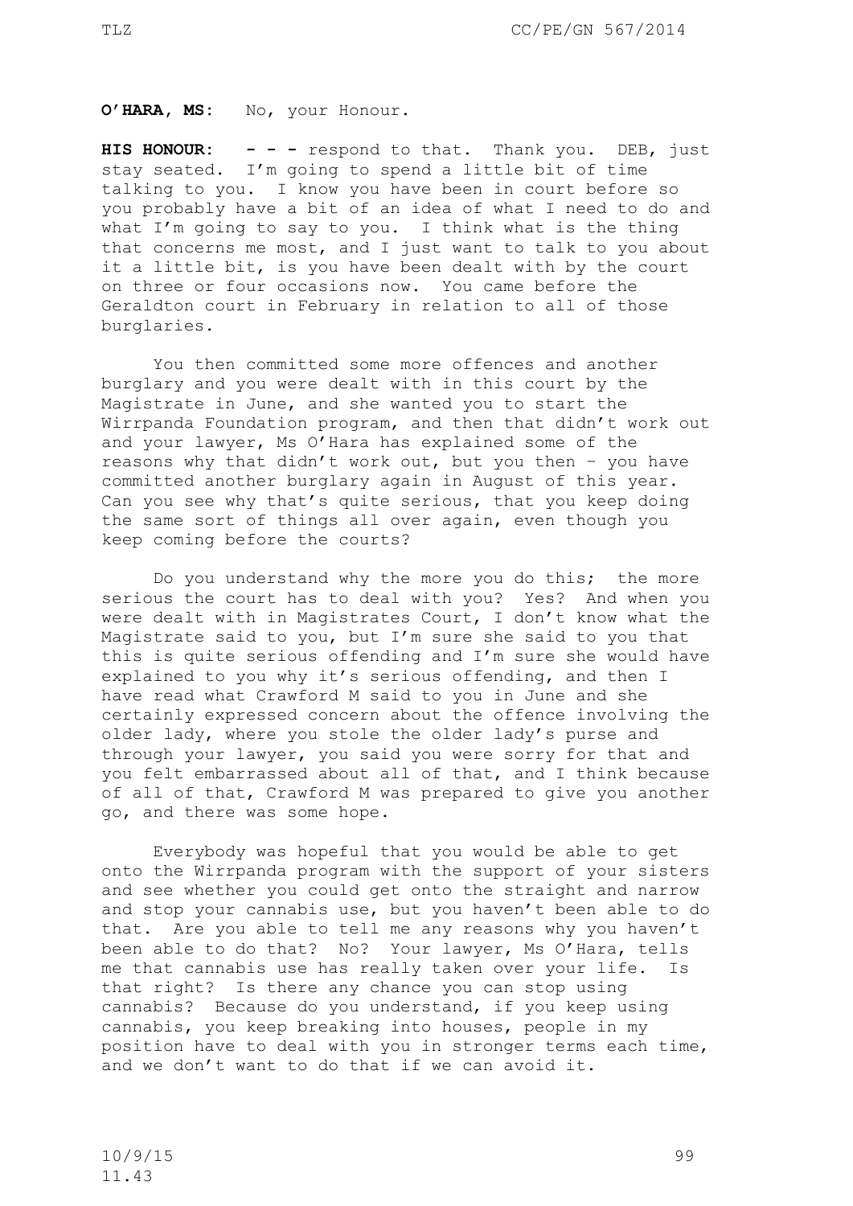**O'HARA, MS:** No, your Honour.

**HIS HONOUR:** - - - respond to that. Thank you. DEB, just stay seated. I'm going to spend a little bit of time talking to you. I know you have been in court before so you probably have a bit of an idea of what I need to do and what I'm going to say to you. I think what is the thing that concerns me most, and I just want to talk to you about it a little bit, is you have been dealt with by the court on three or four occasions now. You came before the Geraldton court in February in relation to all of those burglaries.

You then committed some more offences and another burglary and you were dealt with in this court by the Magistrate in June, and she wanted you to start the Wirrpanda Foundation program, and then that didn't work out and your lawyer, Ms O'Hara has explained some of the reasons why that didn't work out, but you then – you have committed another burglary again in August of this year. Can you see why that's quite serious, that you keep doing the same sort of things all over again, even though you keep coming before the courts?

Do you understand why the more you do this; the more serious the court has to deal with you? Yes? And when you were dealt with in Magistrates Court, I don't know what the Magistrate said to you, but I'm sure she said to you that this is quite serious offending and I'm sure she would have explained to you why it's serious offending, and then I have read what Crawford M said to you in June and she certainly expressed concern about the offence involving the older lady, where you stole the older lady's purse and through your lawyer, you said you were sorry for that and you felt embarrassed about all of that, and I think because of all of that, Crawford M was prepared to give you another go, and there was some hope.

Everybody was hopeful that you would be able to get onto the Wirrpanda program with the support of your sisters and see whether you could get onto the straight and narrow and stop your cannabis use, but you haven't been able to do that. Are you able to tell me any reasons why you haven't been able to do that? No? Your lawyer, Ms O'Hara, tells me that cannabis use has really taken over your life. Is that right? Is there any chance you can stop using cannabis? Because do you understand, if you keep using cannabis, you keep breaking into houses, people in my position have to deal with you in stronger terms each time, and we don't want to do that if we can avoid it.

10/9/15
11.43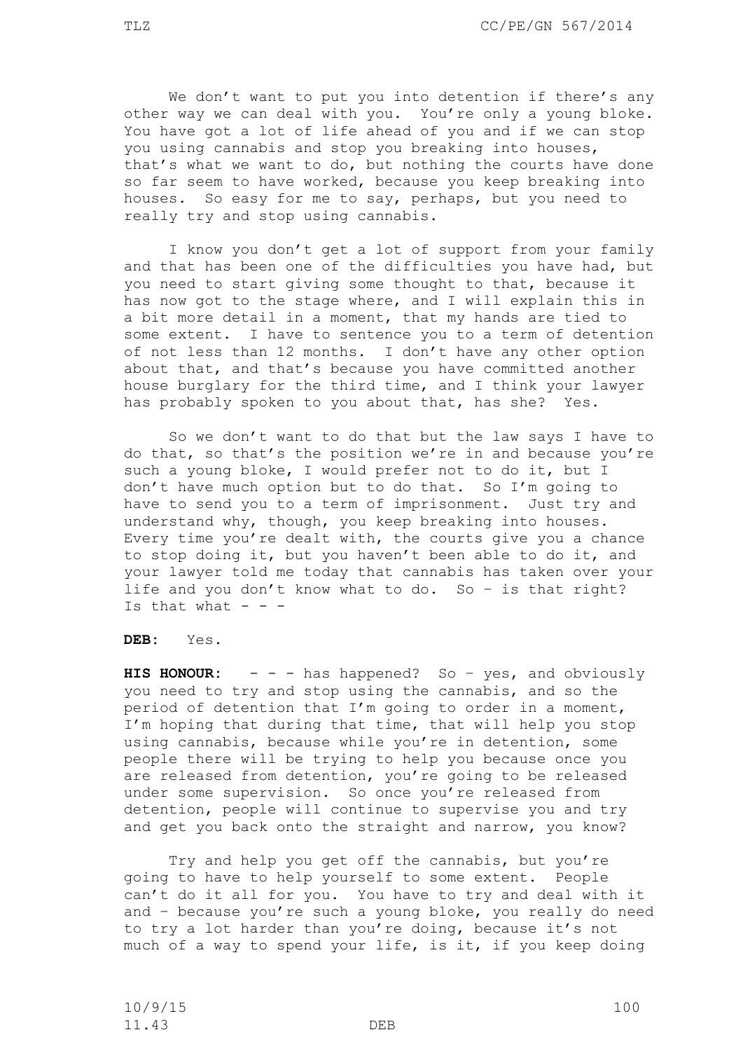We don't want to put you into detention if there's any other way we can deal with you. You're only a young bloke. You have got a lot of life ahead of you and if we can stop you using cannabis and stop you breaking into houses, that's what we want to do, but nothing the courts have done so far seem to have worked, because you keep breaking into houses. So easy for me to say, perhaps, but you need to really try and stop using cannabis.

I know you don't get a lot of support from your family and that has been one of the difficulties you have had, but you need to start giving some thought to that, because it has now got to the stage where, and I will explain this in a bit more detail in a moment, that my hands are tied to some extent. I have to sentence you to a term of detention of not less than 12 months. I don't have any other option about that, and that's because you have committed another house burglary for the third time, and I think your lawyer has probably spoken to you about that, has she? Yes.

So we don't want to do that but the law says I have to do that, so that's the position we're in and because you're such a young bloke, I would prefer not to do it, but I don't have much option but to do that. So I'm going to have to send you to a term of imprisonment. Just try and understand why, though, you keep breaking into houses. Every time you're dealt with, the courts give you a chance to stop doing it, but you haven't been able to do it, and your lawyer told me today that cannabis has taken over your life and you don't know what to do. So – is that right? Is that what - - -

**DEB:** Yes.

**HIS HONOUR:** - - - has happened? So – yes, and obviously you need to try and stop using the cannabis, and so the period of detention that I'm going to order in a moment, I'm hoping that during that time, that will help you stop using cannabis, because while you're in detention, some people there will be trying to help you because once you are released from detention, you're going to be released under some supervision. So once you're released from detention, people will continue to supervise you and try and get you back onto the straight and narrow, you know?

Try and help you get off the cannabis, but you're going to have to help yourself to some extent. People can't do it all for you. You have to try and deal with it and – because you're such a young bloke, you really do need to try a lot harder than you're doing, because it's not much of a way to spend your life, is it, if you keep doing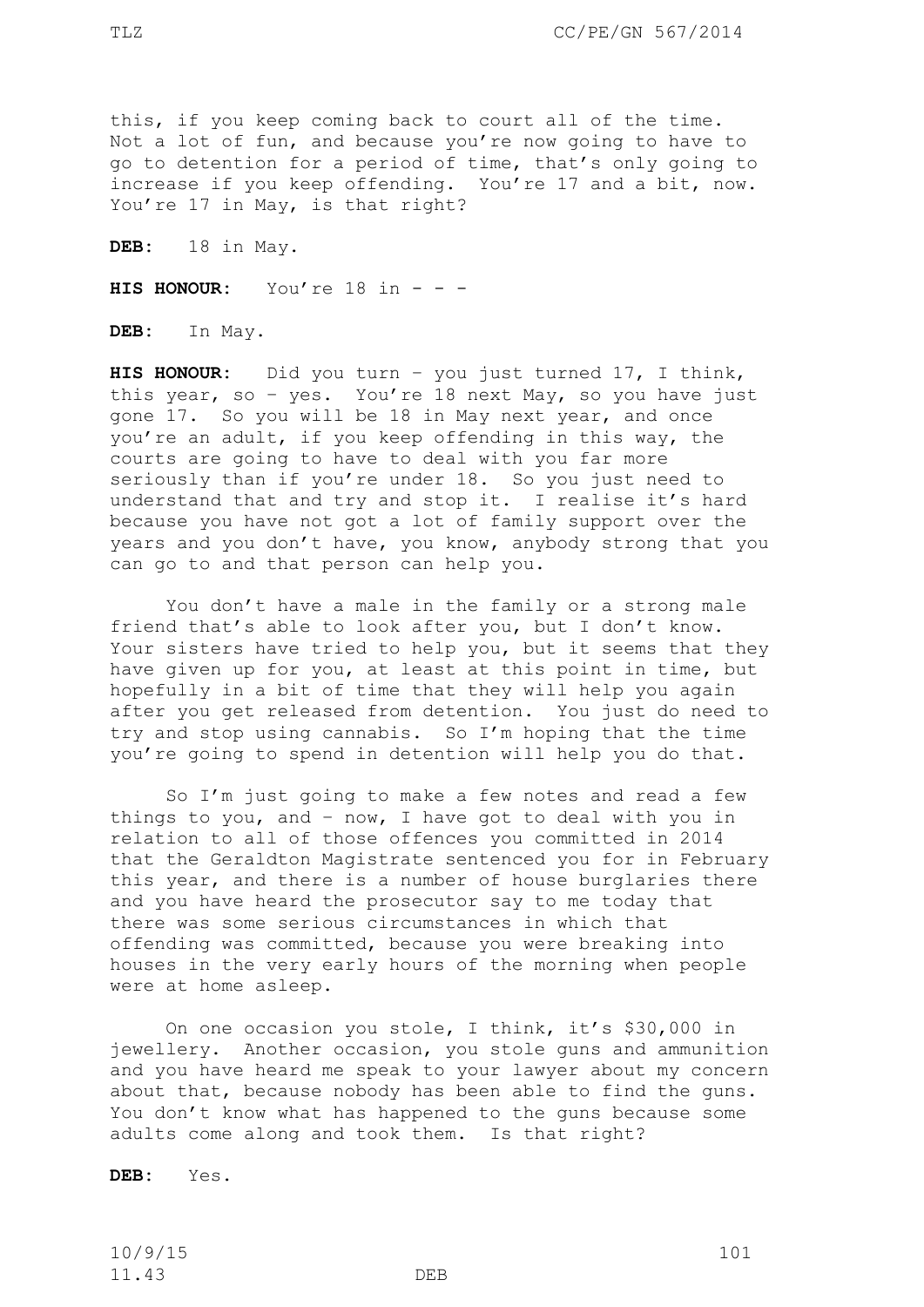this, if you keep coming back to court all of the time. Not a lot of fun, and because you're now going to have to go to detention for a period of time, that's only going to increase if you keep offending. You're 17 and a bit, now. You're 17 in May, is that right?

**DEB:** 18 in May.

**HIS HONOUR:** You're 18 in - - -

**DEB:** In May.

**HIS HONOUR:** Did you turn – you just turned 17, I think, this year, so – yes. You're 18 next May, so you have just gone 17. So you will be 18 in May next year, and once you're an adult, if you keep offending in this way, the courts are going to have to deal with you far more seriously than if you're under 18. So you just need to understand that and try and stop it. I realise it's hard because you have not got a lot of family support over the years and you don't have, you know, anybody strong that you can go to and that person can help you.

You don't have a male in the family or a strong male friend that's able to look after you, but I don't know. Your sisters have tried to help you, but it seems that they have given up for you, at least at this point in time, but hopefully in a bit of time that they will help you again after you get released from detention. You just do need to try and stop using cannabis. So I'm hoping that the time you're going to spend in detention will help you do that.

So I'm just going to make a few notes and read a few things to you, and – now, I have got to deal with you in relation to all of those offences you committed in 2014 that the Geraldton Magistrate sentenced you for in February this year, and there is a number of house burglaries there and you have heard the prosecutor say to me today that there was some serious circumstances in which that offending was committed, because you were breaking into houses in the very early hours of the morning when people were at home asleep.

On one occasion you stole, I think, it's $30,000 in jewellery. Another occasion, you stole guns and ammunition and you have heard me speak to your lawyer about my concern about that, because nobody has been able to find the guns. You don't know what has happened to the guns because some adults come along and took them. Is that right?

**DEB:** Yes.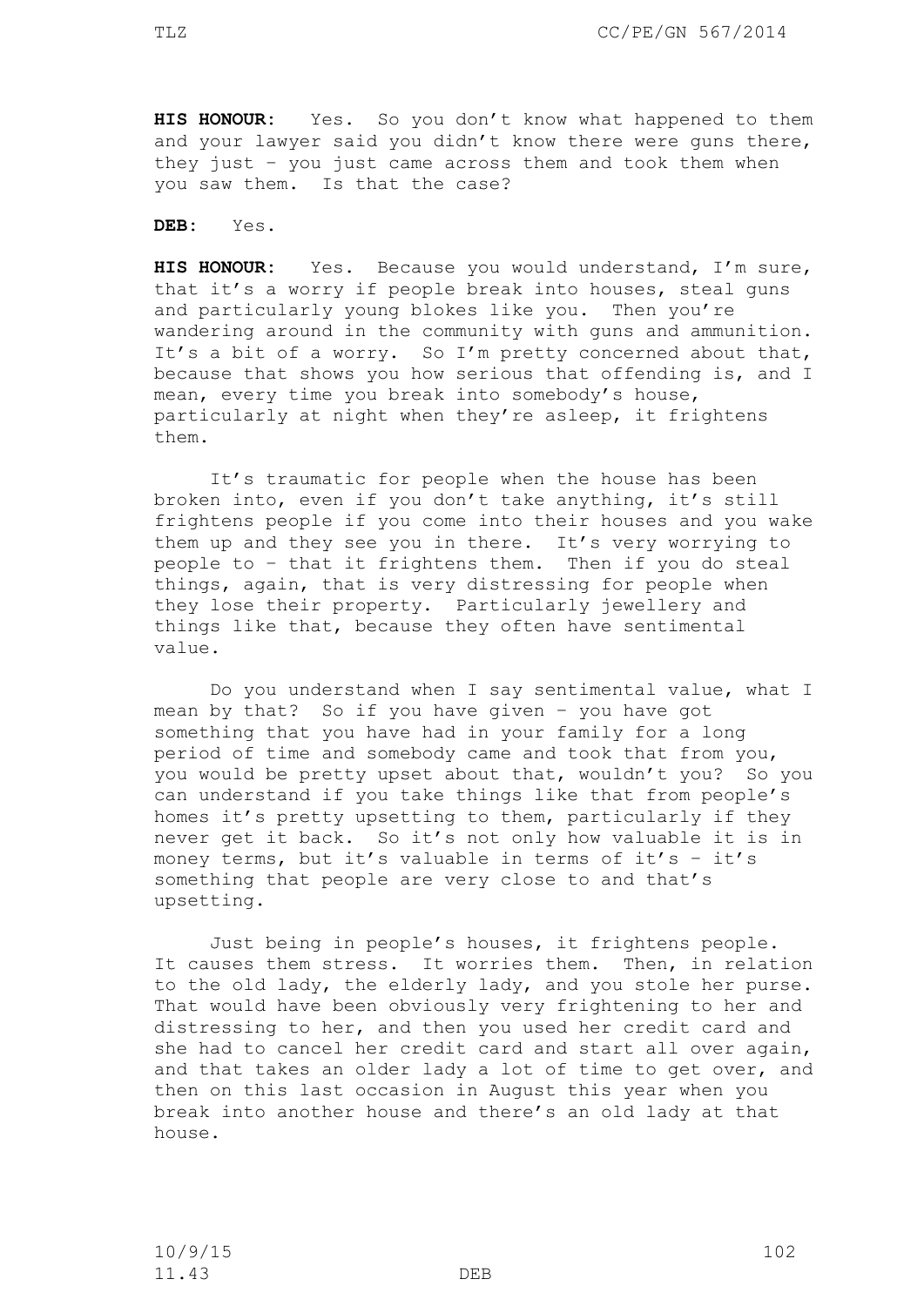**HIS HONOUR:** Yes. So you don't know what happened to them and your lawyer said you didn't know there were guns there, they just – you just came across them and took them when you saw them. Is that the case?

**DEB:** Yes.

**HIS HONOUR:** Yes. Because you would understand, I'm sure, that it's a worry if people break into houses, steal guns and particularly young blokes like you. Then you're wandering around in the community with guns and ammunition. It's a bit of a worry. So I'm pretty concerned about that, because that shows you how serious that offending is, and I mean, every time you break into somebody's house, particularly at night when they're asleep, it frightens them.

It's traumatic for people when the house has been broken into, even if you don't take anything, it's still frightens people if you come into their houses and you wake them up and they see you in there. It's very worrying to people to – that it frightens them. Then if you do steal things, again, that is very distressing for people when they lose their property. Particularly jewellery and things like that, because they often have sentimental value.

Do you understand when I say sentimental value, what I mean by that? So if you have given – you have got something that you have had in your family for a long period of time and somebody came and took that from you, you would be pretty upset about that, wouldn't you? So you can understand if you take things like that from people's homes it's pretty upsetting to them, particularly if they never get it back. So it's not only how valuable it is in money terms, but it's valuable in terms of it's – it's something that people are very close to and that's upsetting.

Just being in people's houses, it frightens people. It causes them stress. It worries them. Then, in relation to the old lady, the elderly lady, and you stole her purse. That would have been obviously very frightening to her and distressing to her, and then you used her credit card and she had to cancel her credit card and start all over again, and that takes an older lady a lot of time to get over, and then on this last occasion in August this year when you break into another house and there's an old lady at that house.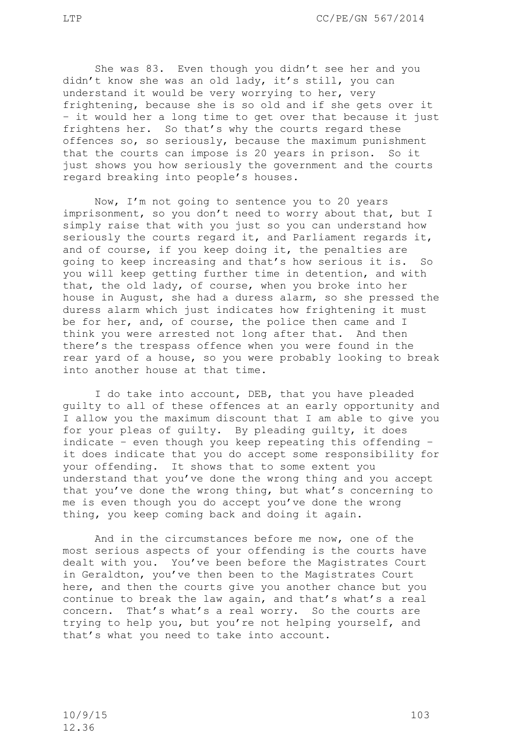She was 83. Even though you didn't see her and you didn't know she was an old lady, it's still, you can understand it would be very worrying to her, very frightening, because she is so old and if she gets over it – it would her a long time to get over that because it just frightens her. So that's why the courts regard these offences so, so seriously, because the maximum punishment that the courts can impose is 20 years in prison. So it just shows you how seriously the government and the courts regard breaking into people's houses.

Now, I'm not going to sentence you to 20 years imprisonment, so you don't need to worry about that, but I simply raise that with you just so you can understand how seriously the courts regard it, and Parliament regards it, and of course, if you keep doing it, the penalties are going to keep increasing and that's how serious it is. So you will keep getting further time in detention, and with that, the old lady, of course, when you broke into her house in August, she had a duress alarm, so she pressed the duress alarm which just indicates how frightening it must be for her, and, of course, the police then came and I think you were arrested not long after that. And then there's the trespass offence when you were found in the rear yard of a house, so you were probably looking to break into another house at that time.

I do take into account, DEB, that you have pleaded guilty to all of these offences at an early opportunity and I allow you the maximum discount that I am able to give you for your pleas of guilty. By pleading guilty, it does indicate – even though you keep repeating this offending – it does indicate that you do accept some responsibility for your offending. It shows that to some extent you understand that you've done the wrong thing and you accept that you've done the wrong thing, but what's concerning to me is even though you do accept you've done the wrong thing, you keep coming back and doing it again.

And in the circumstances before me now, one of the most serious aspects of your offending is the courts have dealt with you. You've been before the Magistrates Court in Geraldton, you've then been to the Magistrates Court here, and then the courts give you another chance but you continue to break the law again, and that's what's a real concern. That's what's a real worry. So the courts are trying to help you, but you're not helping yourself, and that's what you need to take into account.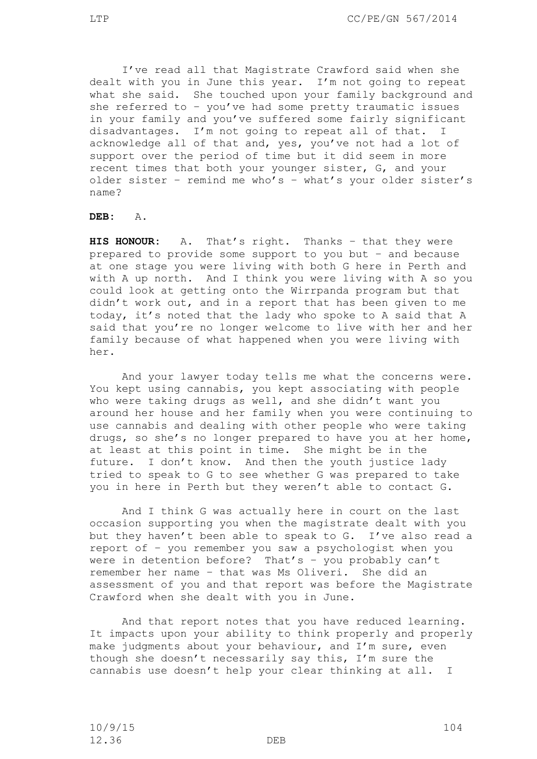I've read all that Magistrate Crawford said when she dealt with you in June this year. I'm not going to repeat what she said. She touched upon your family background and she referred to – you've had some pretty traumatic issues in your family and you've suffered some fairly significant disadvantages. I'm not going to repeat all of that. I acknowledge all of that and, yes, you've not had a lot of support over the period of time but it did seem in more recent times that both your younger sister, G, and your older sister – remind me who's – what's your older sister's name?

**DEB:** A.

**HIS HONOUR:** A. That's right. Thanks – that they were prepared to provide some support to you but – and because at one stage you were living with both G here in Perth and with A up north. And I think you were living with A so you could look at getting onto the Wirrpanda program but that didn't work out, and in a report that has been given to me today, it's noted that the lady who spoke to A said that A said that you're no longer welcome to live with her and her family because of what happened when you were living with her.

And your lawyer today tells me what the concerns were. You kept using cannabis, you kept associating with people who were taking drugs as well, and she didn't want you around her house and her family when you were continuing to use cannabis and dealing with other people who were taking drugs, so she's no longer prepared to have you at her home, at least at this point in time. She might be in the future. I don't know. And then the youth justice lady tried to speak to G to see whether G was prepared to take you in here in Perth but they weren't able to contact G.

And I think G was actually here in court on the last occasion supporting you when the magistrate dealt with you but they haven't been able to speak to G. I've also read a report of – you remember you saw a psychologist when you were in detention before? That's – you probably can't remember her name – that was Ms Oliveri. She did an assessment of you and that report was before the Magistrate Crawford when she dealt with you in June.

And that report notes that you have reduced learning. It impacts upon your ability to think properly and properly make judgments about your behaviour, and I'm sure, even though she doesn't necessarily say this, I'm sure the cannabis use doesn't help your clear thinking at all. I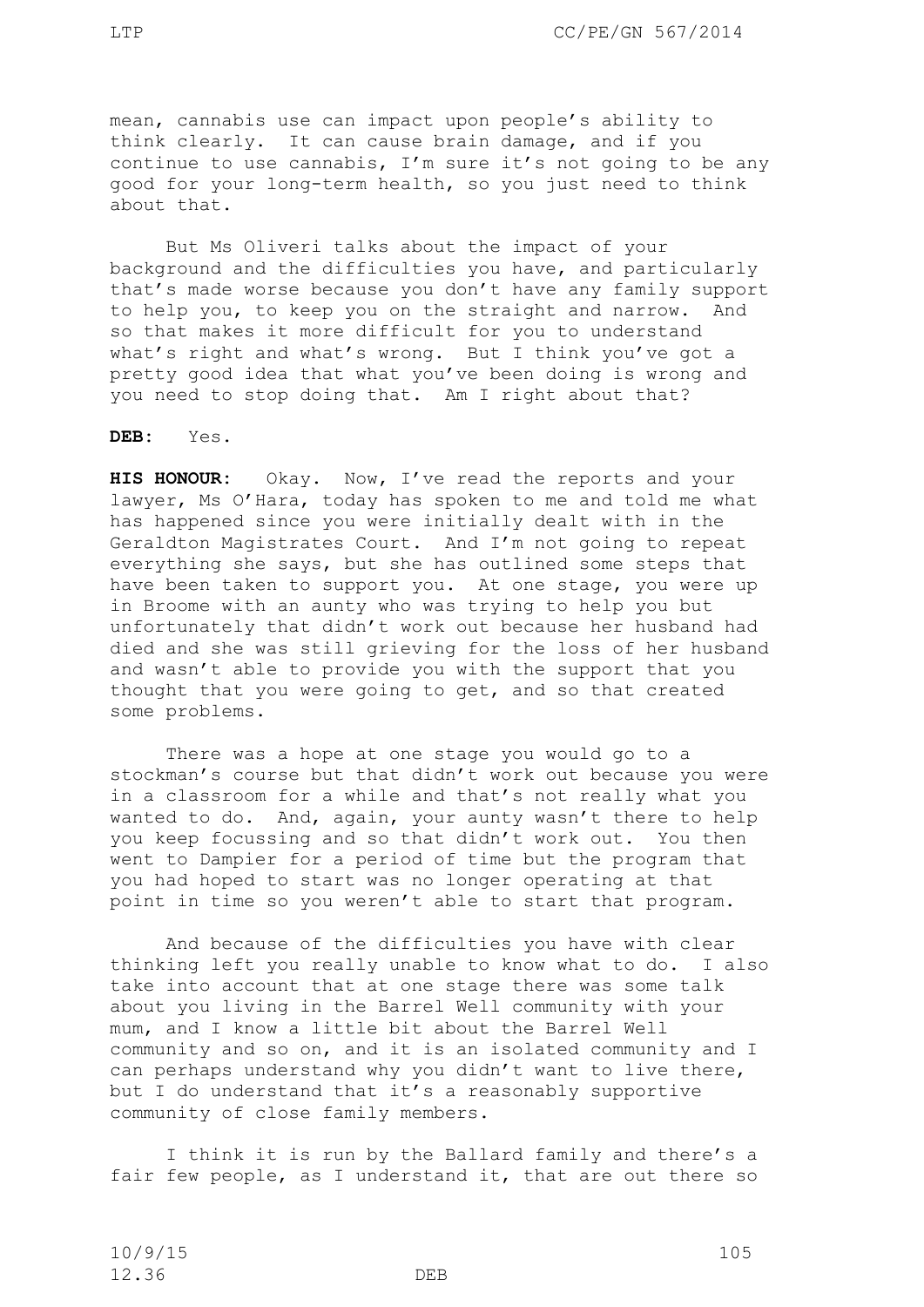mean, cannabis use can impact upon people's ability to think clearly. It can cause brain damage, and if you continue to use cannabis, I'm sure it's not going to be any good for your long-term health, so you just need to think about that.

But Ms Oliveri talks about the impact of your background and the difficulties you have, and particularly that's made worse because you don't have any family support to help you, to keep you on the straight and narrow. And so that makes it more difficult for you to understand what's right and what's wrong. But I think you've got a pretty good idea that what you've been doing is wrong and you need to stop doing that. Am I right about that?

**DEB:** Yes.

**HIS HONOUR:** Okay. Now, I've read the reports and your lawyer, Ms O'Hara, today has spoken to me and told me what has happened since you were initially dealt with in the Geraldton Magistrates Court. And I'm not going to repeat everything she says, but she has outlined some steps that have been taken to support you. At one stage, you were up in Broome with an aunty who was trying to help you but unfortunately that didn't work out because her husband had died and she was still grieving for the loss of her husband and wasn't able to provide you with the support that you thought that you were going to get, and so that created some problems.

There was a hope at one stage you would go to a stockman's course but that didn't work out because you were in a classroom for a while and that's not really what you wanted to do. And, again, your aunty wasn't there to help you keep focussing and so that didn't work out. You then went to Dampier for a period of time but the program that you had hoped to start was no longer operating at that point in time so you weren't able to start that program.

And because of the difficulties you have with clear thinking left you really unable to know what to do. I also take into account that at one stage there was some talk about you living in the Barrel Well community with your mum, and I know a little bit about the Barrel Well community and so on, and it is an isolated community and I can perhaps understand why you didn't want to live there, but I do understand that it's a reasonably supportive community of close family members.

I think it is run by the Ballard family and there's a fair few people, as I understand it, that are out there so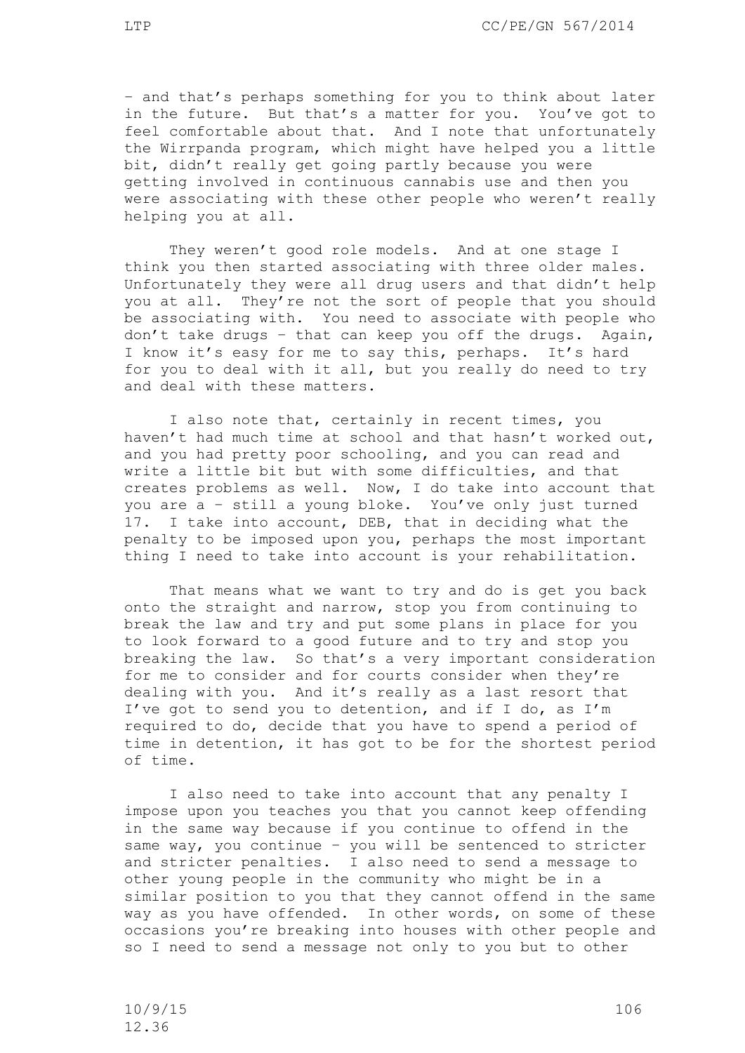– and that's perhaps something for you to think about later in the future. But that's a matter for you. You've got to feel comfortable about that. And I note that unfortunately the Wirrpanda program, which might have helped you a little bit, didn't really get going partly because you were getting involved in continuous cannabis use and then you were associating with these other people who weren't really helping you at all.

They weren't good role models. And at one stage I think you then started associating with three older males. Unfortunately they were all drug users and that didn't help you at all. They're not the sort of people that you should be associating with. You need to associate with people who don't take drugs – that can keep you off the drugs. Again, I know it's easy for me to say this, perhaps. It's hard for you to deal with it all, but you really do need to try and deal with these matters.

I also note that, certainly in recent times, you haven't had much time at school and that hasn't worked out, and you had pretty poor schooling, and you can read and write a little bit but with some difficulties, and that creates problems as well. Now, I do take into account that you are a – still a young bloke. You've only just turned 17. I take into account, DEB, that in deciding what the penalty to be imposed upon you, perhaps the most important thing I need to take into account is your rehabilitation.

That means what we want to try and do is get you back onto the straight and narrow, stop you from continuing to break the law and try and put some plans in place for you to look forward to a good future and to try and stop you breaking the law. So that's a very important consideration for me to consider and for courts consider when they're dealing with you. And it's really as a last resort that I've got to send you to detention, and if I do, as I'm required to do, decide that you have to spend a period of time in detention, it has got to be for the shortest period of time.

I also need to take into account that any penalty I impose upon you teaches you that you cannot keep offending in the same way because if you continue to offend in the same way, you continue – you will be sentenced to stricter and stricter penalties. I also need to send a message to other young people in the community who might be in a similar position to you that they cannot offend in the same way as you have offended. In other words, on some of these occasions you're breaking into houses with other people and so I need to send a message not only to you but to other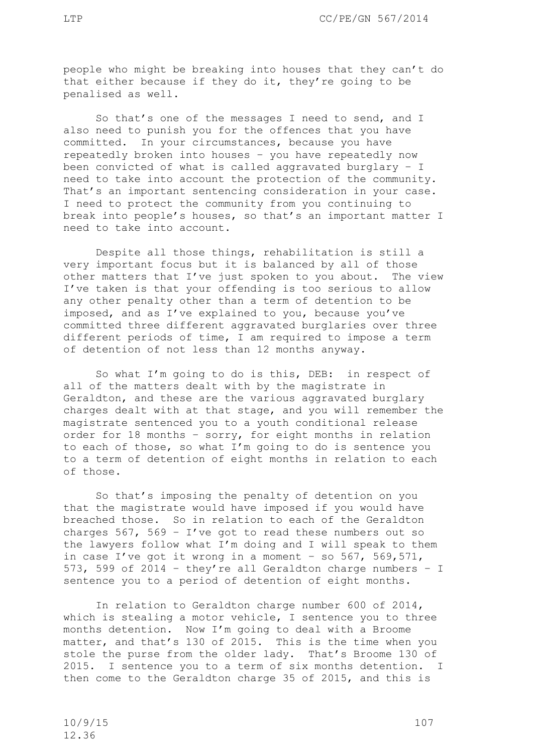people who might be breaking into houses that they can't do that either because if they do it, they're going to be penalised as well.

So that's one of the messages I need to send, and I also need to punish you for the offences that you have committed. In your circumstances, because you have repeatedly broken into houses – you have repeatedly now been convicted of what is called aggravated burglary – I need to take into account the protection of the community. That's an important sentencing consideration in your case. I need to protect the community from you continuing to break into people's houses, so that's an important matter I need to take into account.

Despite all those things, rehabilitation is still a very important focus but it is balanced by all of those other matters that I've just spoken to you about. The view I've taken is that your offending is too serious to allow any other penalty other than a term of detention to be imposed, and as I've explained to you, because you've committed three different aggravated burglaries over three different periods of time, I am required to impose a term of detention of not less than 12 months anyway.

So what I'm going to do is this, DEB: in respect of all of the matters dealt with by the magistrate in Geraldton, and these are the various aggravated burglary charges dealt with at that stage, and you will remember the magistrate sentenced you to a youth conditional release order for 18 months – sorry, for eight months in relation to each of those, so what I'm going to do is sentence you to a term of detention of eight months in relation to each of those.

So that's imposing the penalty of detention on you that the magistrate would have imposed if you would have breached those. So in relation to each of the Geraldton charges 567, 569 – I've got to read these numbers out so the lawyers follow what I'm doing and I will speak to them in case I've got it wrong in a moment – so 567, 569,571, 573, 599 of 2014 – they're all Geraldton charge numbers – I sentence you to a period of detention of eight months.

In relation to Geraldton charge number 600 of 2014, which is stealing a motor vehicle, I sentence you to three months detention. Now I'm going to deal with a Broome matter, and that's 130 of 2015. This is the time when you stole the purse from the older lady. That's Broome 130 of 2015. I sentence you to a term of six months detention. I then come to the Geraldton charge 35 of 2015, and this is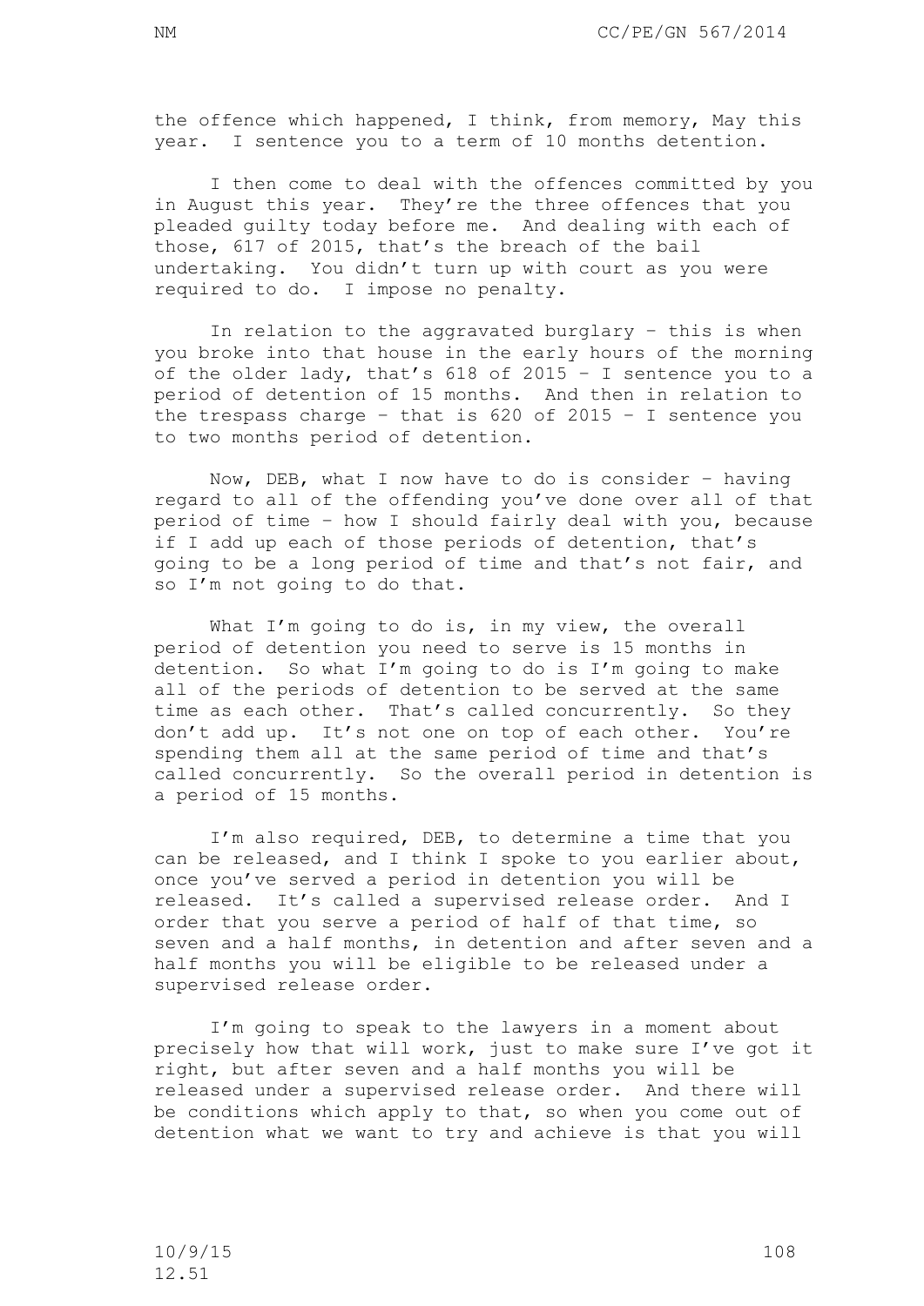the offence which happened, I think, from memory, May this year. I sentence you to a term of 10 months detention.

I then come to deal with the offences committed by you in August this year. They're the three offences that you pleaded guilty today before me. And dealing with each of those, 617 of 2015, that's the breach of the bail undertaking. You didn't turn up with court as you were required to do. I impose no penalty.

In relation to the aggravated burglary – this is when you broke into that house in the early hours of the morning of the older lady, that's 618 of 2015 – I sentence you to a period of detention of 15 months. And then in relation to the trespass charge – that is 620 of 2015 – I sentence you to two months period of detention.

Now, DEB, what I now have to do is consider – having regard to all of the offending you've done over all of that period of time – how I should fairly deal with you, because if I add up each of those periods of detention, that's going to be a long period of time and that's not fair, and so I'm not going to do that.

What I'm going to do is, in my view, the overall period of detention you need to serve is 15 months in detention. So what I'm going to do is I'm going to make all of the periods of detention to be served at the same time as each other. That's called concurrently. So they don't add up. It's not one on top of each other. You're spending them all at the same period of time and that's called concurrently. So the overall period in detention is a period of 15 months.

I'm also required, DEB, to determine a time that you can be released, and I think I spoke to you earlier about, once you've served a period in detention you will be released. It's called a supervised release order. And I order that you serve a period of half of that time, so seven and a half months, in detention and after seven and a half months you will be eligible to be released under a supervised release order.

I'm going to speak to the lawyers in a moment about precisely how that will work, just to make sure I've got it right, but after seven and a half months you will be released under a supervised release order. And there will be conditions which apply to that, so when you come out of detention what we want to try and achieve is that you will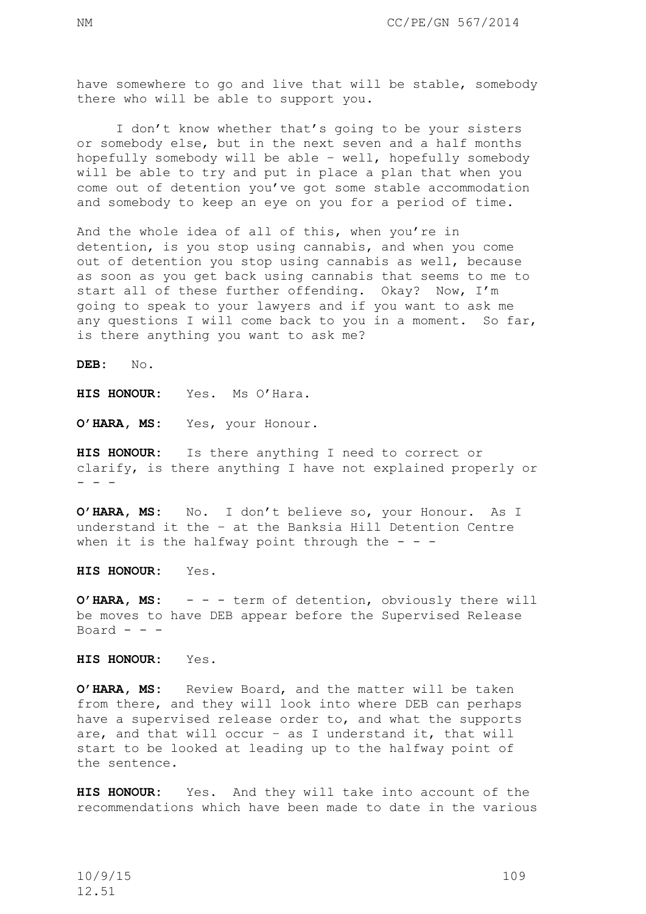have somewhere to go and live that will be stable, somebody there who will be able to support you.

I don't know whether that's going to be your sisters or somebody else, but in the next seven and a half months hopefully somebody will be able – well, hopefully somebody will be able to try and put in place a plan that when you come out of detention you've got some stable accommodation and somebody to keep an eye on you for a period of time.

And the whole idea of all of this, when you're in detention, is you stop using cannabis, and when you come out of detention you stop using cannabis as well, because as soon as you get back using cannabis that seems to me to start all of these further offending. Okay? Now, I'm going to speak to your lawyers and if you want to ask me any questions I will come back to you in a moment. So far, is there anything you want to ask me?

**DEB:** No.

**HIS HONOUR:** Yes. Ms O'Hara.

**O'HARA, MS:** Yes, your Honour.

**HIS HONOUR:** Is there anything I need to correct or clarify, is there anything I have not explained properly or - - -

**O'HARA, MS:** No. I don't believe so, your Honour. As I understand it the – at the Banksia Hill Detention Centre when it is the halfway point through the - - -

**HIS HONOUR:** Yes.

**O'HARA, MS:** - - - term of detention, obviously there will be moves to have DEB appear before the Supervised Release Board - - -

**HIS HONOUR:** Yes.

**O'HARA, MS:** Review Board, and the matter will be taken from there, and they will look into where DEB can perhaps have a supervised release order to, and what the supports are, and that will occur – as I understand it, that will start to be looked at leading up to the halfway point of the sentence.

**HIS HONOUR:** Yes. And they will take into account of the recommendations which have been made to date in the various

10/9/15
12.51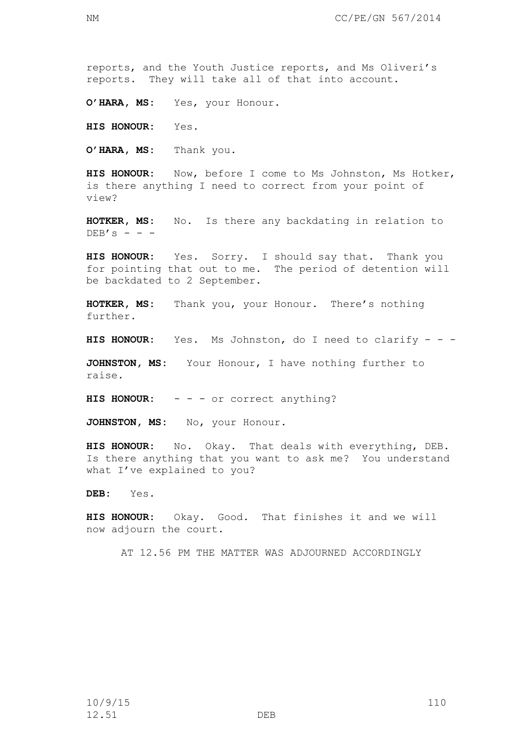reports, and the Youth Justice reports, and Ms Oliveri's reports. They will take all of that into account.

**O'HARA, MS:** Yes, your Honour.

**HIS HONOUR:** Yes.

**O'HARA, MS:** Thank you.

**HIS HONOUR:** Now, before I come to Ms Johnston, Ms Hotker, is there anything I need to correct from your point of view?

**HOTKER, MS:** No. Is there any backdating in relation to DEB's - - -

**HIS HONOUR:** Yes. Sorry. I should say that. Thank you for pointing that out to me. The period of detention will be backdated to 2 September.

**HOTKER, MS:** Thank you, your Honour. There's nothing further.

**HIS HONOUR:** Yes. Ms Johnston, do I need to clarify - - -

**JOHNSTON, MS:** Your Honour, I have nothing further to raise.

**HIS HONOUR:** - - - or correct anything?

**JOHNSTON, MS:** No, your Honour.

**HIS HONOUR:** No. Okay. That deals with everything, DEB. Is there anything that you want to ask me? You understand what I've explained to you?

**DEB:** Yes.

**HIS HONOUR:** Okay. Good. That finishes it and we will now adjourn the court.

AT 12.56 PM THE MATTER WAS ADJOURNED ACCORDINGLY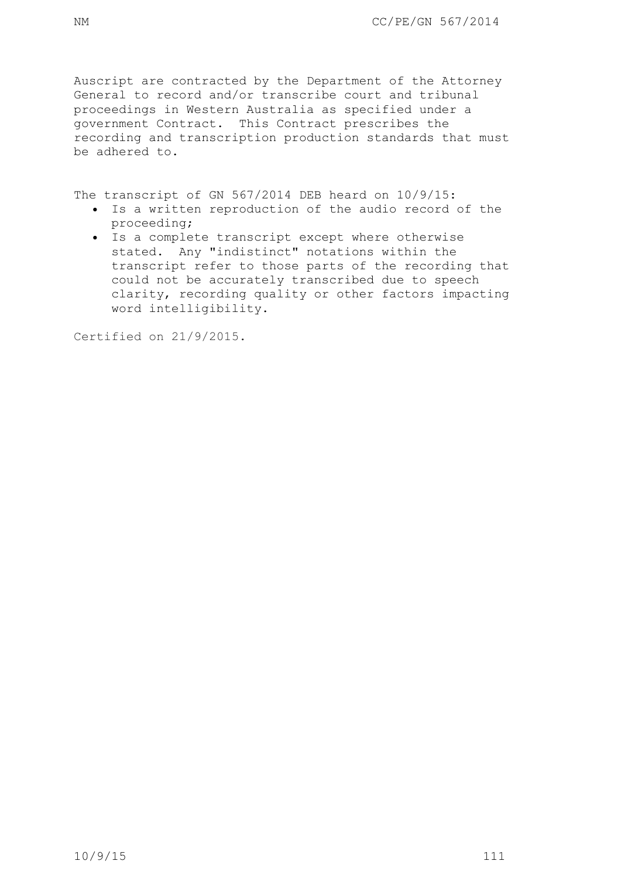Auscript are contracted by the Department of the Attorney General to record and/or transcribe court and tribunal proceedings in Western Australia as specified under a government Contract. This Contract prescribes the recording and transcription production standards that must be adhered to.

The transcript of GN 567/2014 DEB heard on 10/9/15:

- Is a written reproduction of the audio record of the proceeding;
- Is a complete transcript except where otherwise stated. Any "indistinct" notations within the transcript refer to those parts of the recording that could not be accurately transcribed due to speech clarity, recording quality or other factors impacting word intelligibility.

Certified on 21/9/2015.